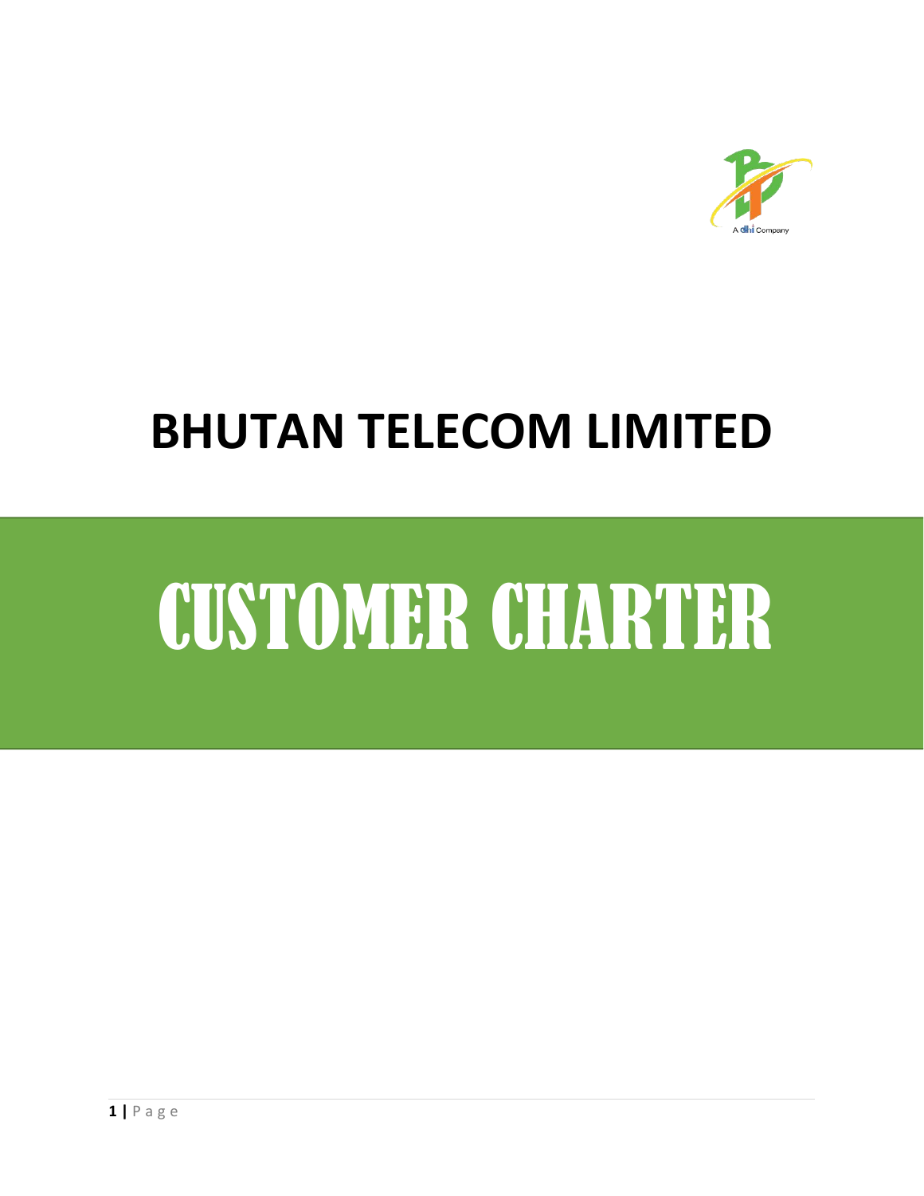# BHUTAN TELECOM LIMITED

# CUSTOMER CHARTER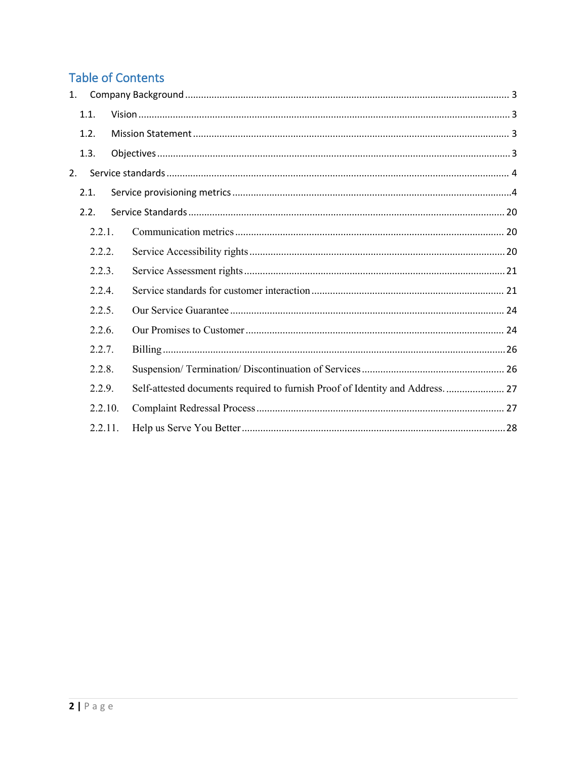# Table of Contents

1. Company Background ........ 3
   - 1.1. Vision ........ 3
   - 1.2. Mission Statement ........ 3
   - 1.3. Objectives ........ 3
2. Service standards ........ 4
   - 2.1. Service provisioning metrics ........ 4
   - 2.2. Service Standards ........ 20
     - 2.2.1. Communication metrics ........ 20
     - 2.2.2. Service Accessibility rights ........ 20
     - 2.2.3. Service Assessment rights ........ 21
     - 2.2.4. Service standards for customer interaction ........ 21
     - 2.2.5. Our Service Guarantee ........ 24
     - 2.2.6. Our Promises to Customer ........ 24
     - 2.2.7. Billing ........ 26
     - 2.2.8. Suspension/ Termination/ Discontinuation of Services ........ 26
     - 2.2.9. Self-attested documents required to furnish Proof of Identity and Address. ........ 27
     - 2.2.10. Complaint Redressal Process ........ 27
     - 2.2.11. Help us Serve You Better ........ 28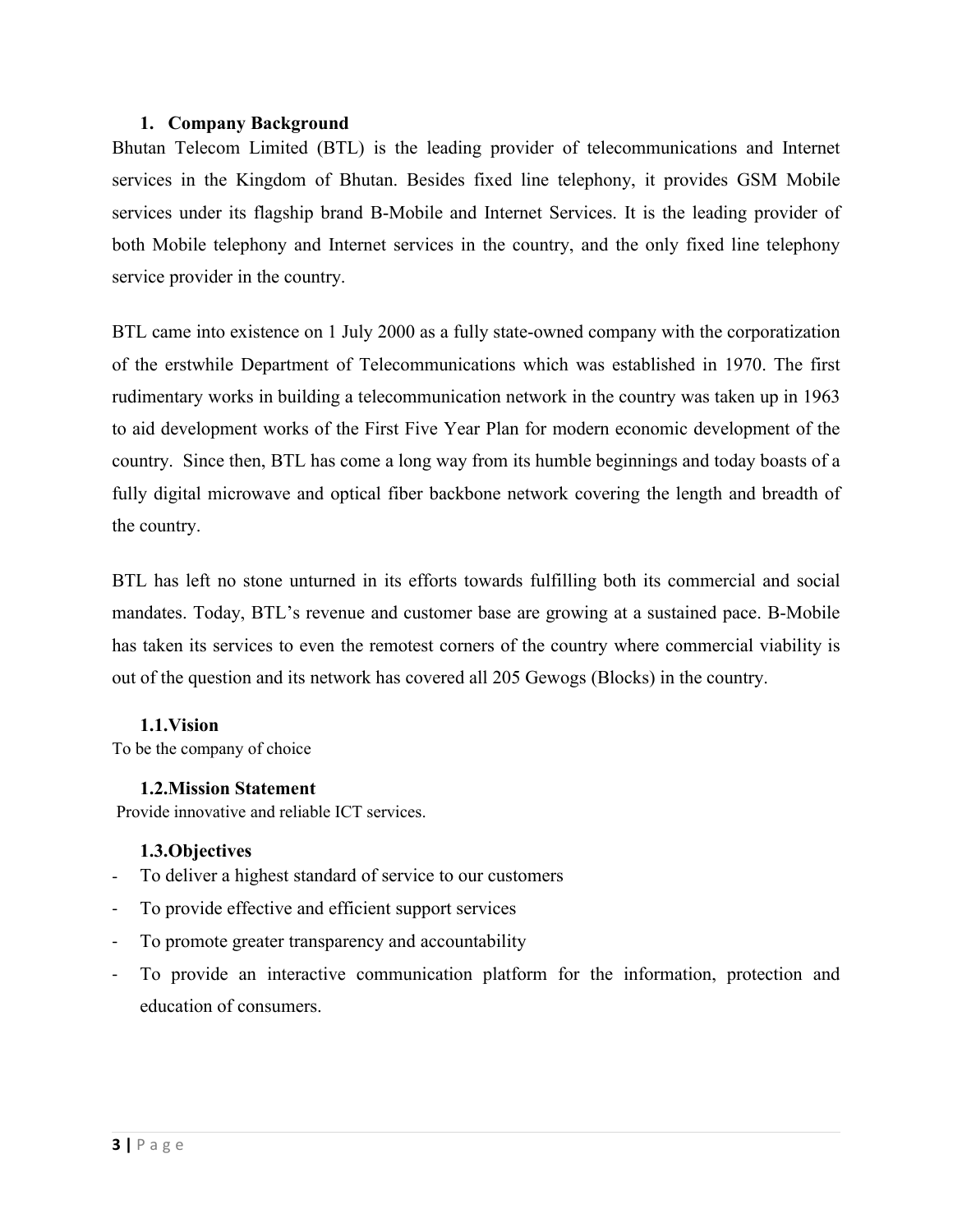## 1. Company Background

Bhutan Telecom Limited (BTL) is the leading provider of telecommunications and Internet services in the Kingdom of Bhutan. Besides fixed line telephony, it provides GSM Mobile services under its flagship brand B-Mobile and Internet Services. It is the leading provider of both Mobile telephony and Internet services in the country, and the only fixed line telephony service provider in the country.

BTL came into existence on 1 July 2000 as a fully state-owned company with the corporatization of the erstwhile Department of Telecommunications which was established in 1970. The first rudimentary works in building a telecommunication network in the country was taken up in 1963 to aid development works of the First Five Year Plan for modern economic development of the country. Since then, BTL has come a long way from its humble beginnings and today boasts of a fully digital microwave and optical fiber backbone network covering the length and breadth of the country.

BTL has left no stone unturned in its efforts towards fulfilling both its commercial and social mandates. Today, BTL's revenue and customer base are growing at a sustained pace. B-Mobile has taken its services to even the remotest corners of the country where commercial viability is out of the question and its network has covered all 205 Gewogs (Blocks) in the country.

### 1.1. Vision

To be the company of choice

### 1.2. Mission Statement

Provide innovative and reliable ICT services.

### 1.3. Objectives

- To deliver a highest standard of service to our customers
- To provide effective and efficient support services
- To promote greater transparency and accountability
- To provide an interactive communication platform for the information, protection and education of consumers.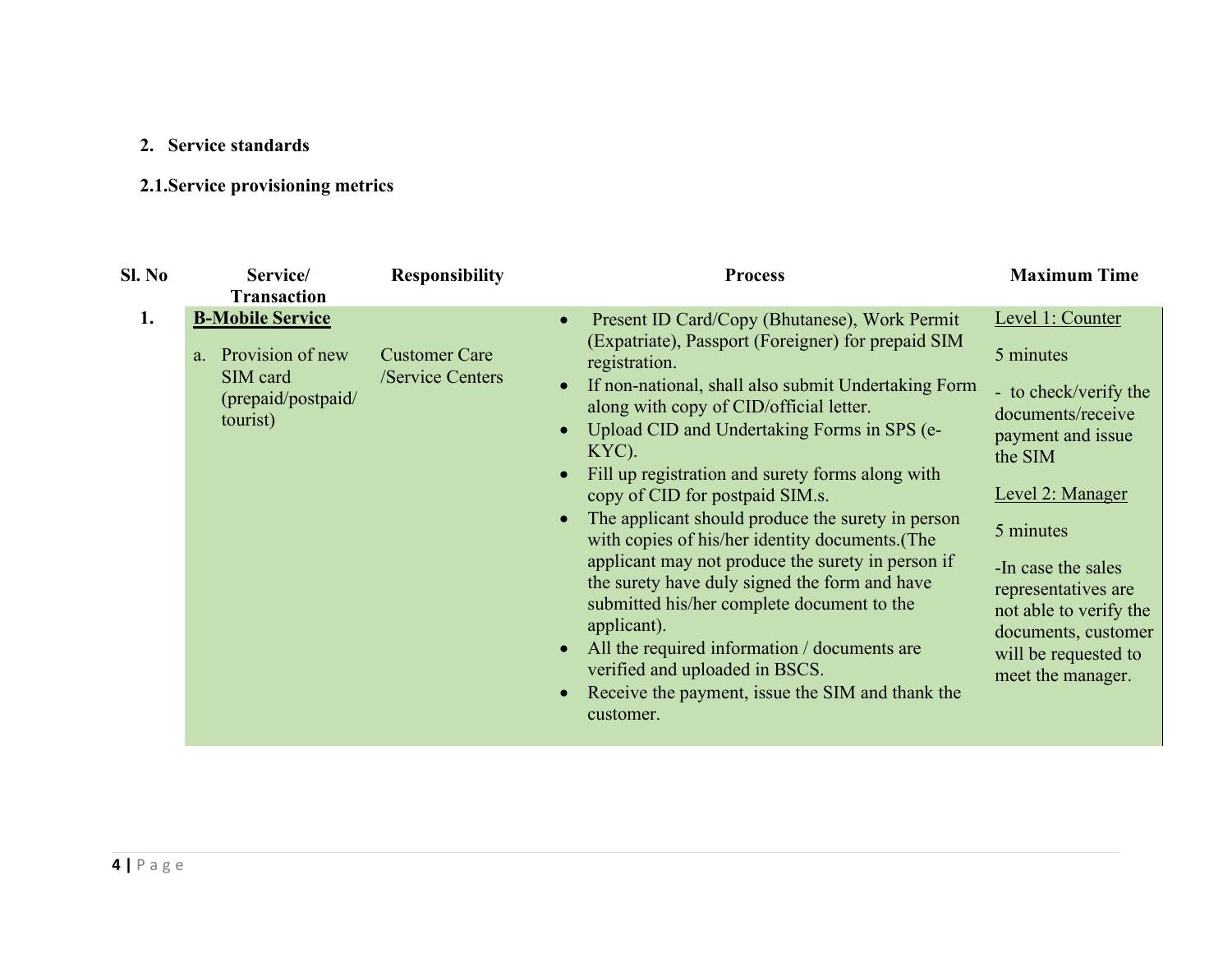## 2. Service standards

### 2.1. Service provisioning metrics

| Sl. No | Service/ Transaction | Responsibility | Process | Maximum Time |
|---|---|---|---|---|
| 1. | **B-Mobile Service**<br><br>a. Provision of new SIM card (prepaid/postpaid/ tourist) | Customer Care /Service Centers | • Present ID Card/Copy (Bhutanese), Work Permit (Expatriate), Passport (Foreigner) for prepaid SIM registration.<br>• If non-national, shall also submit Undertaking Form along with copy of CID/official letter.<br>• Upload CID and Undertaking Forms in SPS (e-KYC).<br>• Fill up registration and surety forms along with copy of CID for postpaid SIM.s.<br>• The applicant should produce the surety in person with copies of his/her identity documents.(The applicant may not produce the surety in person if the surety have duly signed the form and have submitted his/her complete document to the applicant).<br>• All the required information / documents are verified and uploaded in BSCS.<br>• Receive the payment, issue the SIM and thank the customer. | Level 1: Counter<br><br>5 minutes<br><br>- to check/verify the documents/receive payment and issue the SIM<br><br>Level 2: Manager<br><br>5 minutes<br><br>-In case the sales representatives are not able to verify the documents, customer will be requested to meet the manager. |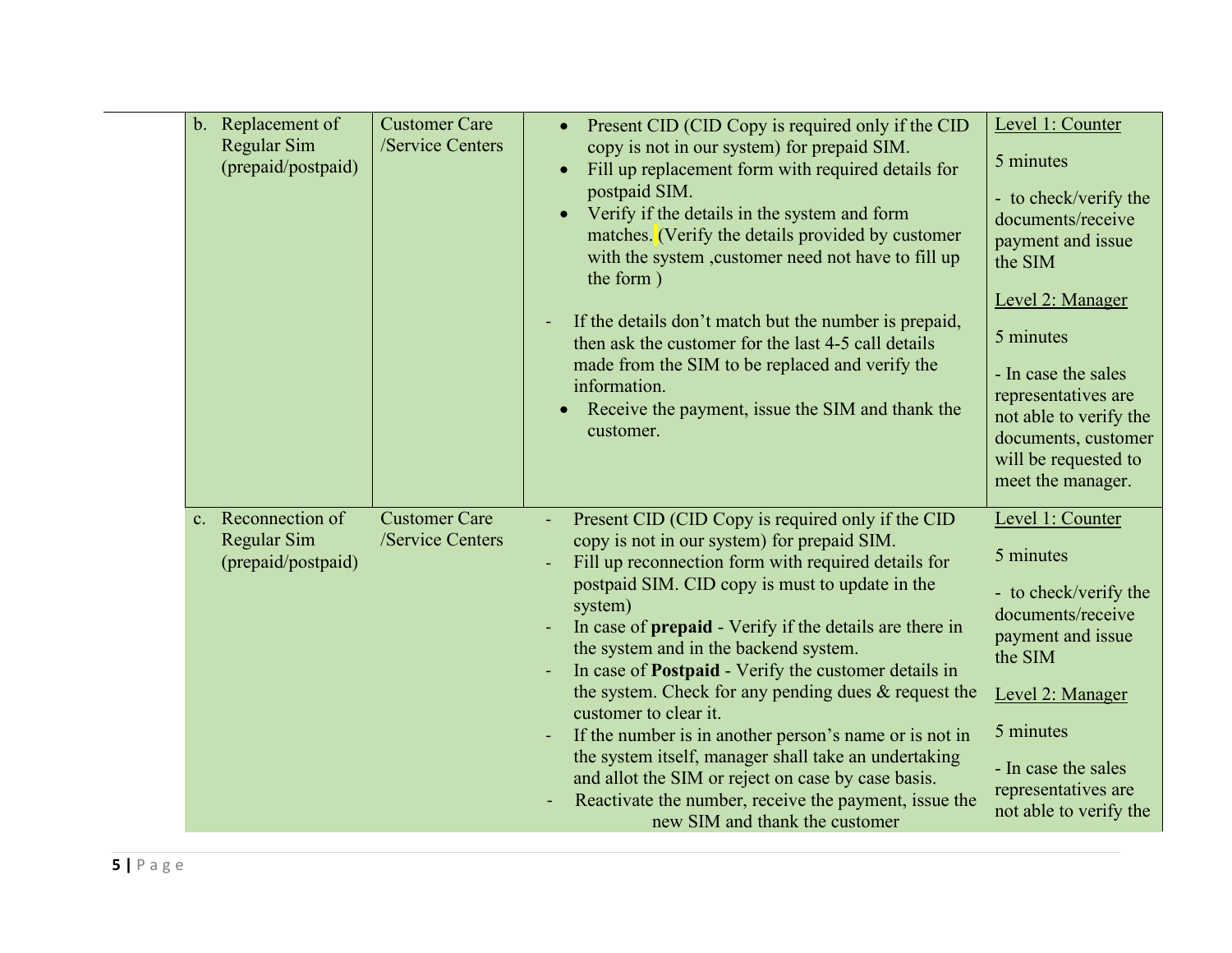| | | | |
|---|---|---|---|
| b. Replacement of Regular Sim (prepaid/postpaid) | Customer Care /Service Centers | • Present CID (CID Copy is required only if the CID copy is not in our system) for prepaid SIM.<br>• Fill up replacement form with required details for postpaid SIM.<br>• Verify if the details in the system and form matches. (Verify the details provided by customer with the system ,customer need not have to fill up the form )<br><br>- If the details don't match but the number is prepaid, then ask the customer for the last 4-5 call details made from the SIM to be replaced and verify the information.<br>• Receive the payment, issue the SIM and thank the customer. | Level 1: Counter<br><br>5 minutes<br><br>- to check/verify the documents/receive payment and issue the SIM<br><br>Level 2: Manager<br><br>5 minutes<br><br>- In case the sales representatives are not able to verify the documents, customer will be requested to meet the manager. |
| c. Reconnection of Regular Sim (prepaid/postpaid) | Customer Care /Service Centers | - Present CID (CID Copy is required only if the CID copy is not in our system) for prepaid SIM.<br>- Fill up reconnection form with required details for postpaid SIM. CID copy is must to update in the system)<br>- In case of **prepaid** - Verify if the details are there in the system and in the backend system.<br>- In case of **Postpaid** - Verify the customer details in the system. Check for any pending dues & request the customer to clear it.<br>- If the number is in another person's name or is not in the system itself, manager shall take an undertaking and allot the SIM or reject on case by case basis.<br>- Reactivate the number, receive the payment, issue the new SIM and thank the customer | Level 1: Counter<br><br>5 minutes<br><br>- to check/verify the documents/receive payment and issue the SIM<br><br>Level 2: Manager<br><br>5 minutes<br><br>- In case the sales representatives are not able to verify the |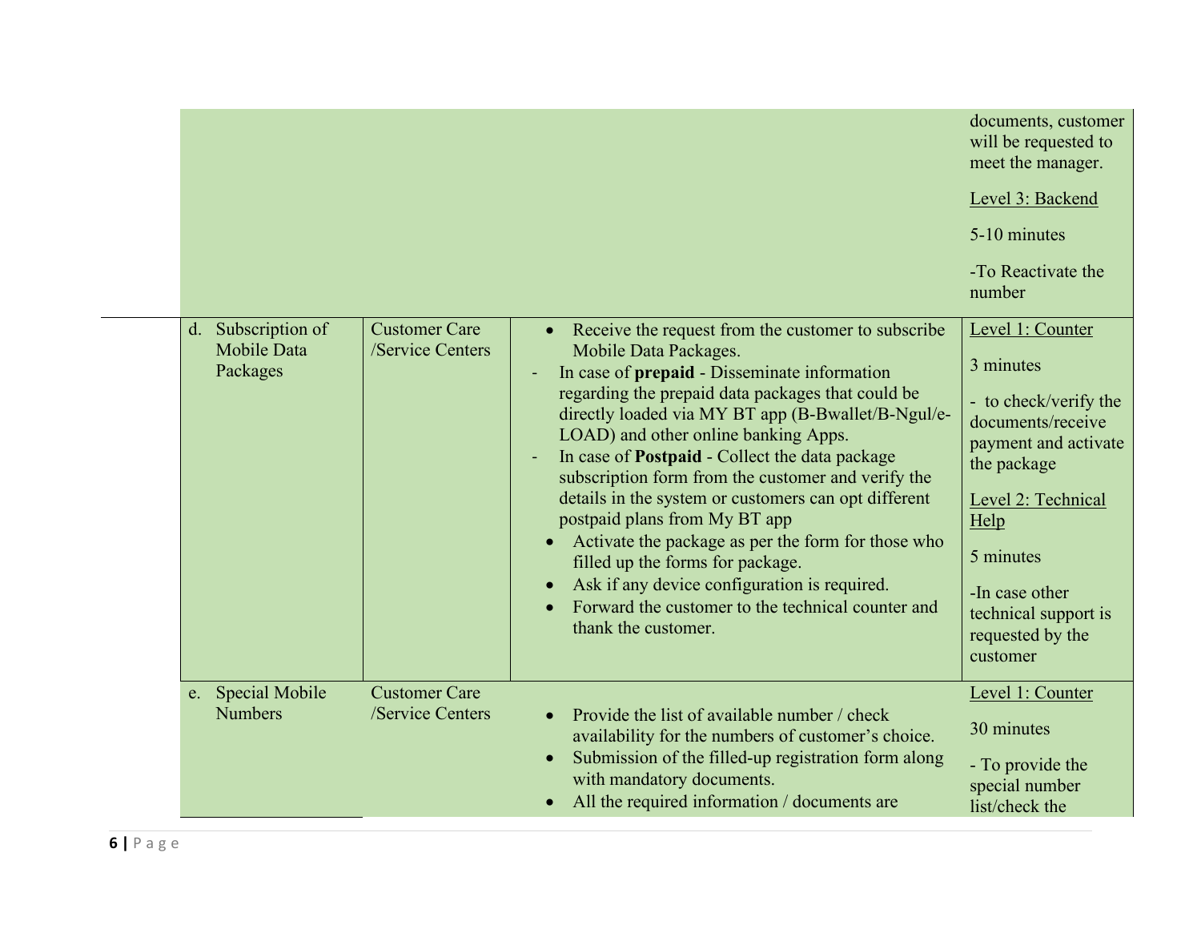| | | | |
|---|---|---|---|
| | | | documents, customer will be requested to meet the manager.<br><br>Level 3: Backend<br><br>5-10 minutes<br><br>-To Reactivate the number |
| d. Subscription of Mobile Data Packages | Customer Care /Service Centers | • Receive the request from the customer to subscribe Mobile Data Packages.<br>- In case of **prepaid** - Disseminate information regarding the prepaid data packages that could be directly loaded via MY BT app (B-Bwallet/B-Ngul/e-LOAD) and other online banking Apps.<br>- In case of **Postpaid** - Collect the data package subscription form from the customer and verify the details in the system or customers can opt different postpaid plans from My BT app<br>• Activate the package as per the form for those who filled up the forms for package.<br>• Ask if any device configuration is required.<br>• Forward the customer to the technical counter and thank the customer. | Level 1: Counter<br><br>3 minutes<br><br>- to check/verify the documents/receive payment and activate the package<br><br>Level 2: Technical Help<br><br>5 minutes<br><br>-In case other technical support is requested by the customer |
| e. Special Mobile Numbers | Customer Care /Service Centers | • Provide the list of available number / check availability for the numbers of customer's choice.<br>• Submission of the filled-up registration form along with mandatory documents.<br>• All the required information / documents are | Level 1: Counter<br><br>30 minutes<br><br>- To provide the special number list/check the |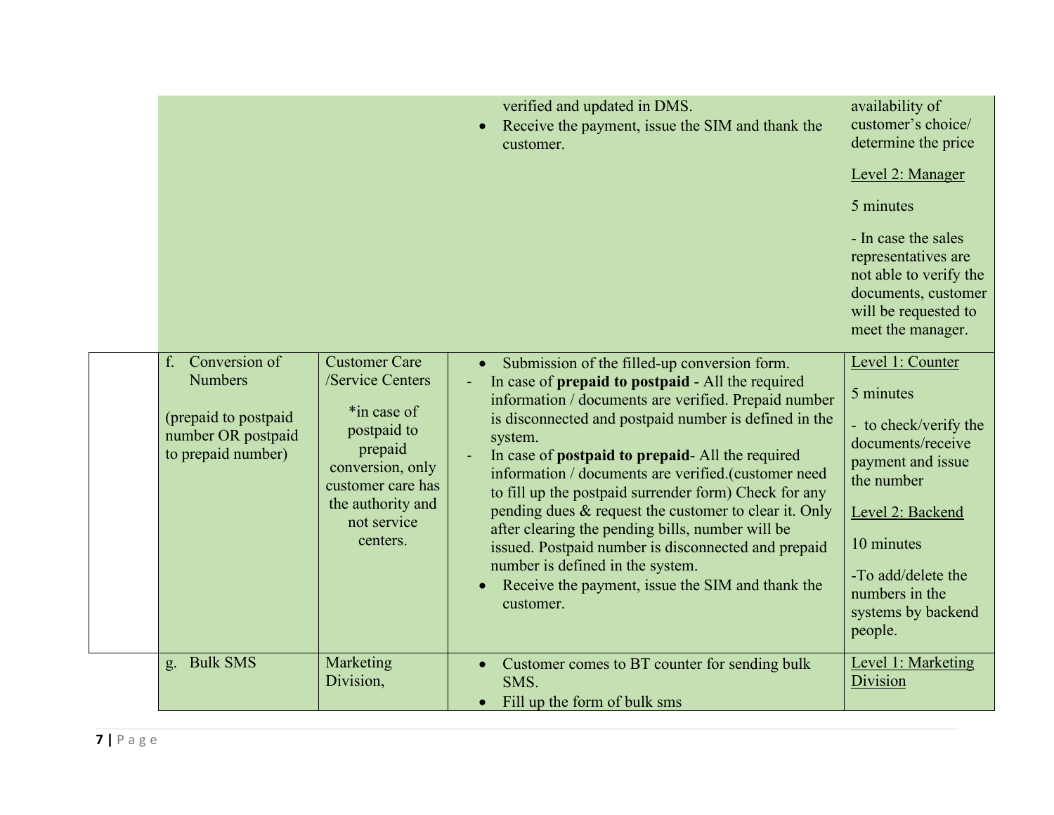| | | | |
|---|---|---|---|
| | | verified and updated in DMS.<br>• Receive the payment, issue the SIM and thank the customer. | availability of customer's choice/ determine the price<br><br>Level 2: Manager<br><br>5 minutes<br><br>- In case the sales representatives are not able to verify the documents, customer will be requested to meet the manager. |
| f. Conversion of Numbers<br><br>(prepaid to postpaid number OR postpaid to prepaid number) | Customer Care /Service Centers<br><br>*in case of postpaid to prepaid conversion, only customer care has the authority and not service centers. | • Submission of the filled-up conversion form.<br>- In case of **prepaid to postpaid** - All the required information / documents are verified. Prepaid number is disconnected and postpaid number is defined in the system.<br>- In case of **postpaid to prepaid**- All the required information / documents are verified.(customer need to fill up the postpaid surrender form) Check for any pending dues & request the customer to clear it. Only after clearing the pending bills, number will be issued. Postpaid number is disconnected and prepaid number is defined in the system.<br>• Receive the payment, issue the SIM and thank the customer. | Level 1: Counter<br><br>5 minutes<br><br>- to check/verify the documents/receive payment and issue the number<br><br>Level 2: Backend<br><br>10 minutes<br><br>-To add/delete the numbers in the systems by backend people. |
| g. Bulk SMS | Marketing Division, | • Customer comes to BT counter for sending bulk SMS.<br>• Fill up the form of bulk sms | Level 1: Marketing Division |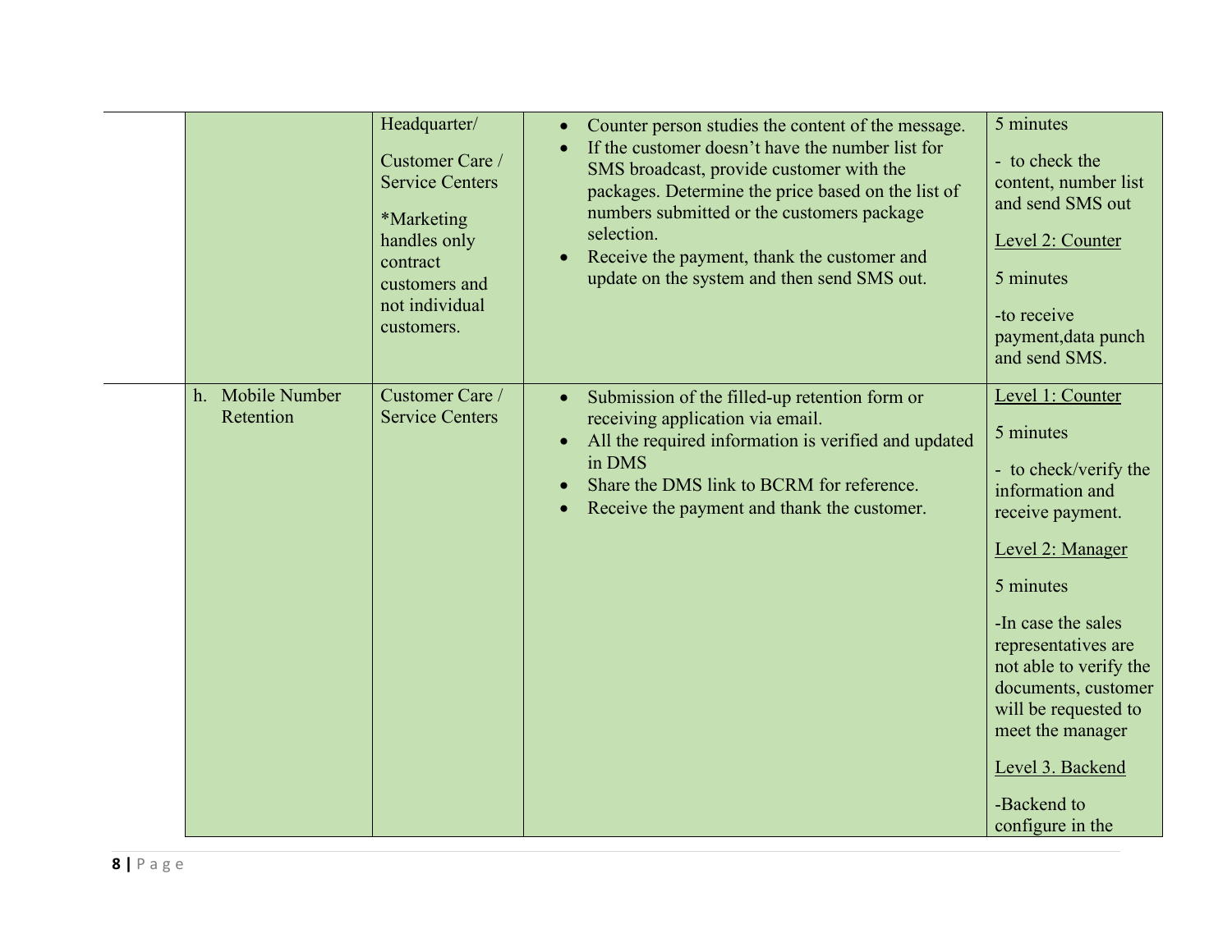|  |  |  |  |  |
|---|---|---|---|---|
|  |  | Headquarter/<br><br>Customer Care / Service Centers<br><br>*Marketing handles only contract customers and not individual customers. | • Counter person studies the content of the message.<br>• If the customer doesn't have the number list for SMS broadcast, provide customer with the packages. Determine the price based on the list of numbers submitted or the customers package selection.<br>• Receive the payment, thank the customer and update on the system and then send SMS out. | 5 minutes<br><br>- to check the content, number list and send SMS out<br><br><u>Level 2: Counter</u><br><br>5 minutes<br><br>-to receive payment,data punch and send SMS. |
|  | h. Mobile Number Retention | Customer Care / Service Centers | • Submission of the filled-up retention form or receiving application via email.<br>• All the required information is verified and updated in DMS<br>• Share the DMS link to BCRM for reference.<br>• Receive the payment and thank the customer. | <u>Level 1: Counter</u><br><br>5 minutes<br><br>- to check/verify the information and receive payment.<br><br><u>Level 2: Manager</u><br><br>5 minutes<br><br>-In case the sales representatives are not able to verify the documents, customer will be requested to meet the manager<br><br><u>Level 3. Backend</u><br><br>-Backend to configure in the |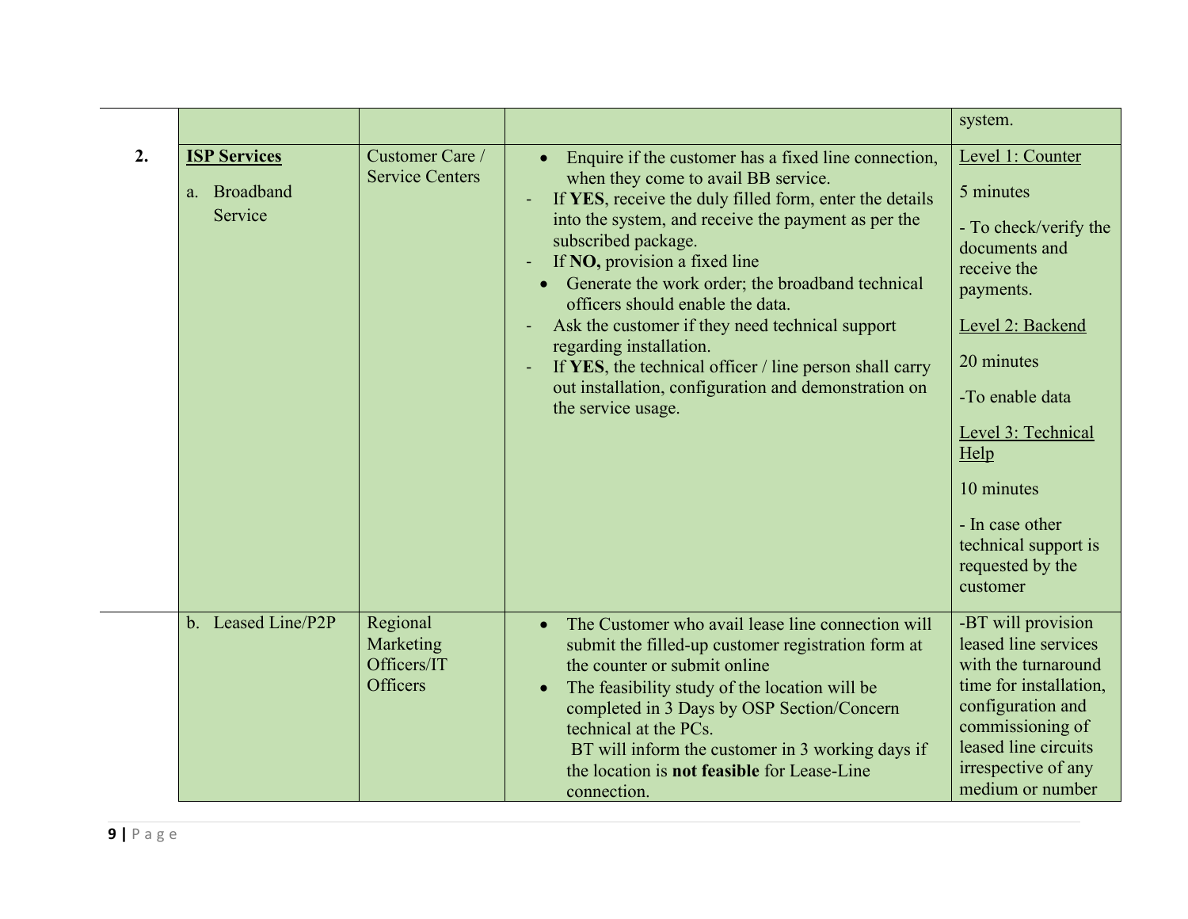| | | | | system. |
|---|---|---|---|---|
| **2.** | **ISP Services**<br><br>a. Broadband Service | Customer Care / Service Centers | • Enquire if the customer has a fixed line connection, when they come to avail BB service.<br>- If **YES**, receive the duly filled form, enter the details into the system, and receive the payment as per the subscribed package.<br>- If **NO,** provision a fixed line<br>• Generate the work order; the broadband technical officers should enable the data.<br>- Ask the customer if they need technical support regarding installation.<br>- If **YES**, the technical officer / line person shall carry out installation, configuration and demonstration on the service usage. | Level 1: Counter<br><br>5 minutes<br><br>- To check/verify the documents and receive the payments.<br><br>Level 2: Backend<br><br>20 minutes<br><br>-To enable data<br><br>Level 3: Technical Help<br><br>10 minutes<br><br>- In case other technical support is requested by the customer |
| | b. Leased Line/P2P | Regional Marketing Officers/IT Officers | • The Customer who avail lease line connection will submit the filled-up customer registration form at the counter or submit online<br>• The feasibility study of the location will be completed in 3 Days by OSP Section/Concern technical at the PCs.<br>BT will inform the customer in 3 working days if the location is **not feasible** for Lease-Line connection. | -BT will provision leased line services with the turnaround time for installation, configuration and commissioning of leased line circuits irrespective of any medium or number |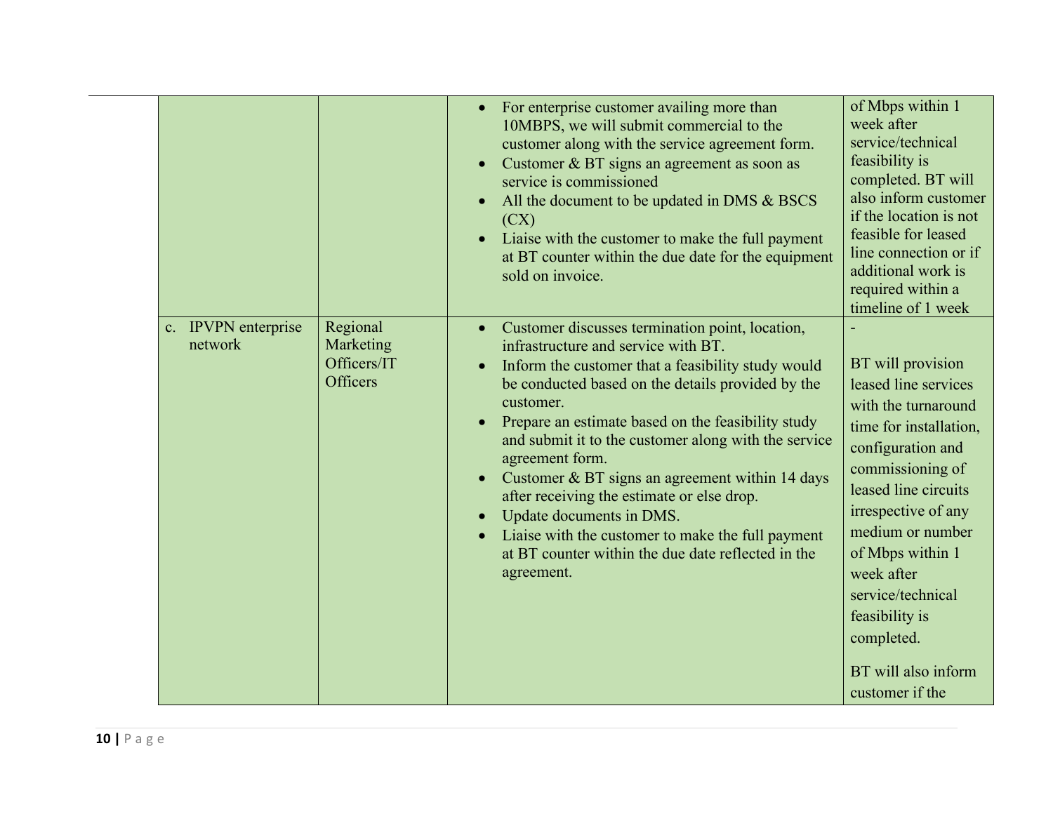| | | | |
|---|---|---|---|
| | | • For enterprise customer availing more than 10MBPS, we will submit commercial to the customer along with the service agreement form.<br>• Customer & BT signs an agreement as soon as service is commissioned<br>• All the document to be updated in DMS & BSCS (CX)<br>• Liaise with the customer to make the full payment at BT counter within the due date for the equipment sold on invoice. | of Mbps within 1 week after service/technical feasibility is completed. BT will also inform customer if the location is not feasible for leased line connection or if additional work is required within a timeline of 1 week |
| c. IPVPN enterprise network | Regional Marketing Officers/IT Officers | • Customer discusses termination point, location, infrastructure and service with BT.<br>• Inform the customer that a feasibility study would be conducted based on the details provided by the customer.<br>• Prepare an estimate based on the feasibility study and submit it to the customer along with the service agreement form.<br>• Customer & BT signs an agreement within 14 days after receiving the estimate or else drop.<br>• Update documents in DMS.<br>• Liaise with the customer to make the full payment at BT counter within the due date reflected in the agreement. | -<br><br>BT will provision leased line services with the turnaround time for installation, configuration and commissioning of leased line circuits irrespective of any medium or number of Mbps within 1 week after service/technical feasibility is completed.<br><br>BT will also inform customer if the |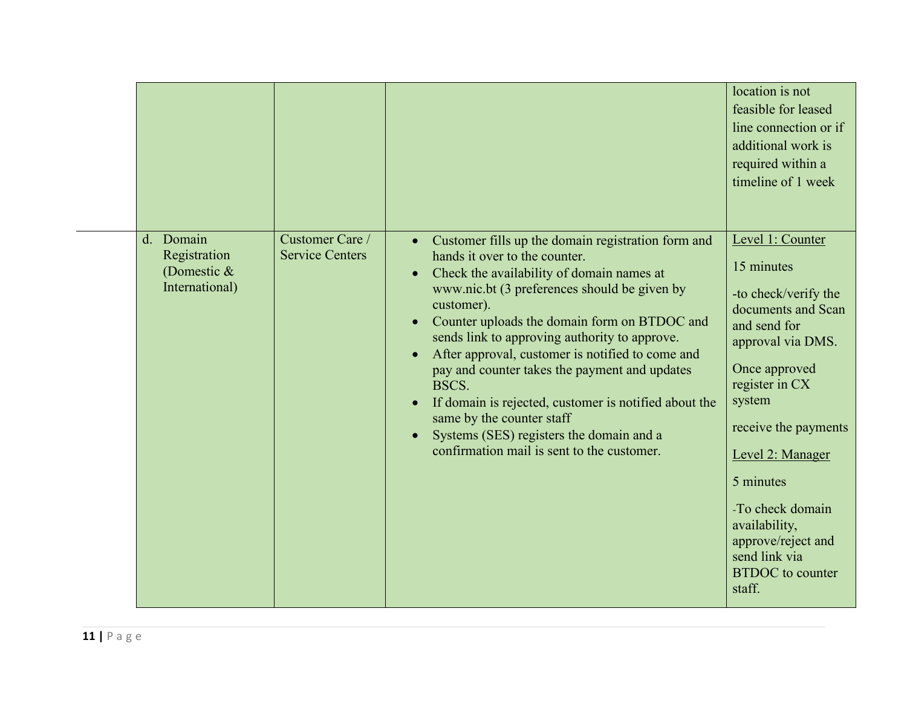| | | | |
|---|---|---|---|
| | | | location is not feasible for leased line connection or if additional work is required within a timeline of 1 week |
| d. Domain Registration (Domestic & International) | Customer Care / Service Centers | • Customer fills up the domain registration form and hands it over to the counter.<br>• Check the availability of domain names at www.nic.bt (3 preferences should be given by customer).<br>• Counter uploads the domain form on BTDOC and sends link to approving authority to approve.<br>• After approval, customer is notified to come and pay and counter takes the payment and updates BSCS.<br>• If domain is rejected, customer is notified about the same by the counter staff<br>• Systems (SES) registers the domain and a confirmation mail is sent to the customer. | Level 1: Counter<br><br>15 minutes<br><br>-to check/verify the documents and Scan and send for approval via DMS.<br><br>Once approved register in CX system<br><br>receive the payments<br><br>Level 2: Manager<br><br>5 minutes<br><br>-To check domain availability, approve/reject and send link via BTDOC to counter staff. |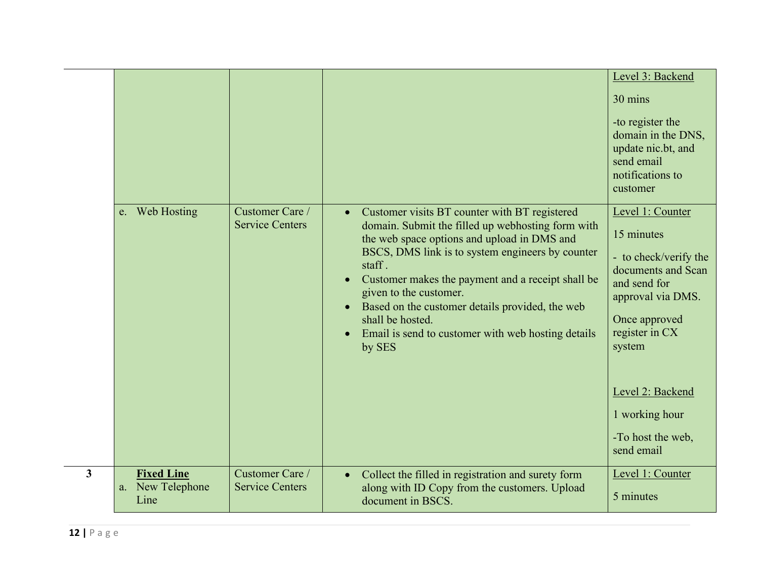| | | | | |
|---|---|---|---|---|
| | | | | <u>Level 3: Backend</u><br><br>30 mins<br><br>-to register the domain in the DNS, update nic.bt, and send email notifications to customer |
| | e. Web Hosting | Customer Care / Service Centers | • Customer visits BT counter with BT registered domain. Submit the filled up webhosting form with the web space options and upload in DMS and BSCS, DMS link is to system engineers by counter staff .<br>• Customer makes the payment and a receipt shall be given to the customer.<br>• Based on the customer details provided, the web shall be hosted.<br>• Email is send to customer with web hosting details by SES | <u>Level 1: Counter</u><br><br>15 minutes<br><br>- to check/verify the documents and Scan and send for approval via DMS.<br><br>Once approved register in CX system<br><br><u>Level 2: Backend</u><br><br>1 working hour<br><br>-To host the web, send email |
| **3** | **<u>Fixed Line</u>**<br>a. New Telephone Line | Customer Care / Service Centers | • Collect the filled in registration and surety form along with ID Copy from the customers. Upload document in BSCS. | <u>Level 1: Counter</u><br><br>5 minutes |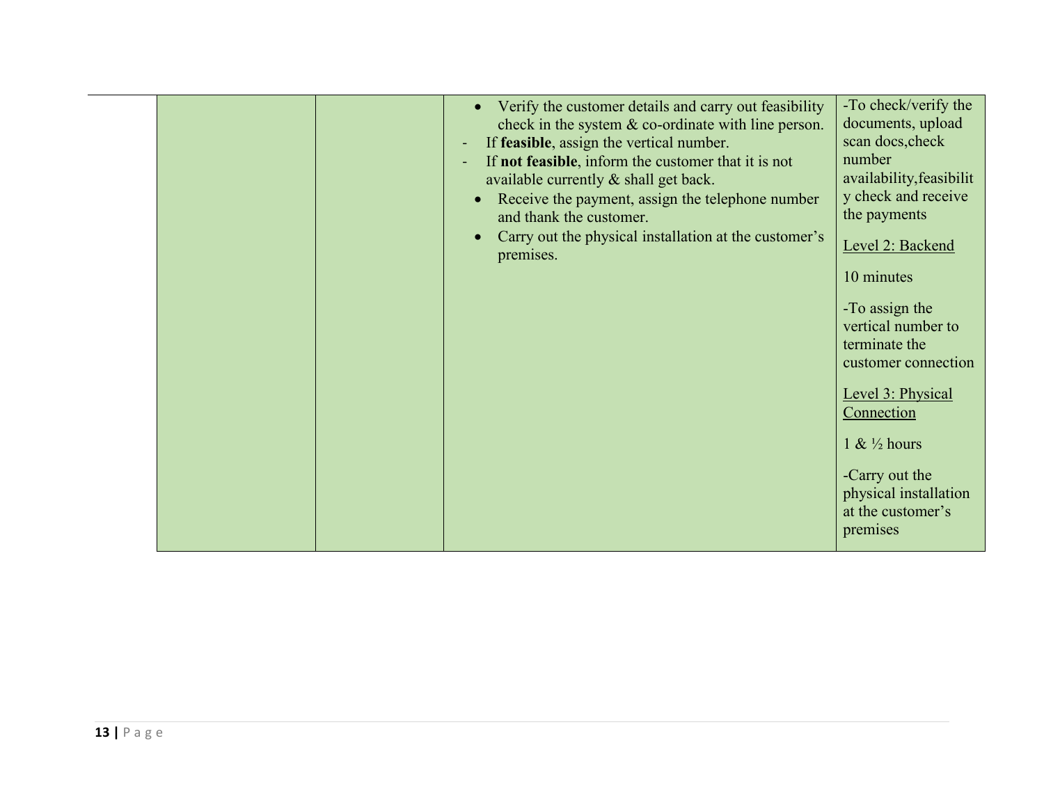|  |  |  |  |
|---|---|---|---|
|  |  | • Verify the customer details and carry out feasibility check in the system & co-ordinate with line person.<br>- If **feasible**, assign the vertical number.<br>- If **not feasible**, inform the customer that it is not available currently & shall get back.<br>• Receive the payment, assign the telephone number and thank the customer.<br>• Carry out the physical installation at the customer's premises. | -To check/verify the documents, upload scan docs,check number availability,feasibility check and receive the payments<br><br><u>Level 2: Backend</u><br><br>10 minutes<br><br>-To assign the vertical number to terminate the customer connection<br><br><u>Level 3: Physical Connection</u><br><br>1 & ½ hours<br><br>-Carry out the physical installation at the customer's premises |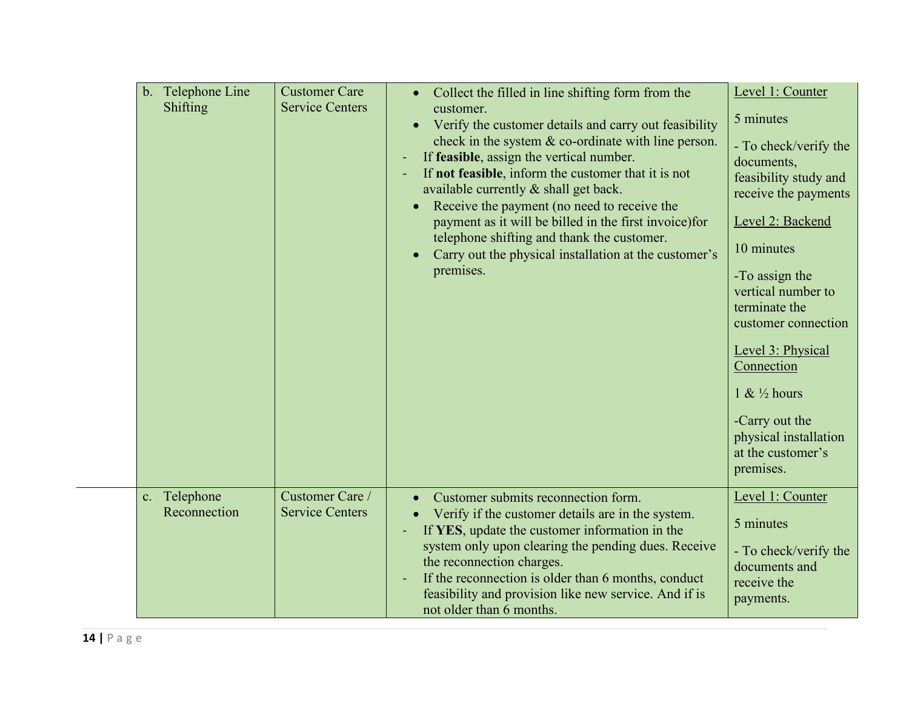| b. Telephone Line Shifting | Customer Care Service Centers | • Collect the filled in line shifting form from the customer.<br>• Verify the customer details and carry out feasibility check in the system & co-ordinate with line person.<br>- If **feasible**, assign the vertical number.<br>- If **not feasible**, inform the customer that it is not available currently & shall get back.<br>• Receive the payment (no need to receive the payment as it will be billed in the first invoice)for telephone shifting and thank the customer.<br>• Carry out the physical installation at the customer's premises. | Level 1: Counter<br>5 minutes<br>- To check/verify the documents, feasibility study and receive the payments<br>Level 2: Backend<br>10 minutes<br>-To assign the vertical number to terminate the customer connection<br>Level 3: Physical Connection<br>1 & ½ hours<br>-Carry out the physical installation at the customer's premises. |
|---|---|---|---|
| c. Telephone Reconnection | Customer Care / Service Centers | • Customer submits reconnection form.<br>• Verify if the customer details are in the system.<br>- If **YES**, update the customer information in the system only upon clearing the pending dues. Receive the reconnection charges.<br>- If the reconnection is older than 6 months, conduct feasibility and provision like new service. And if is not older than 6 months. | Level 1: Counter<br>5 minutes<br>- To check/verify the documents and receive the payments. |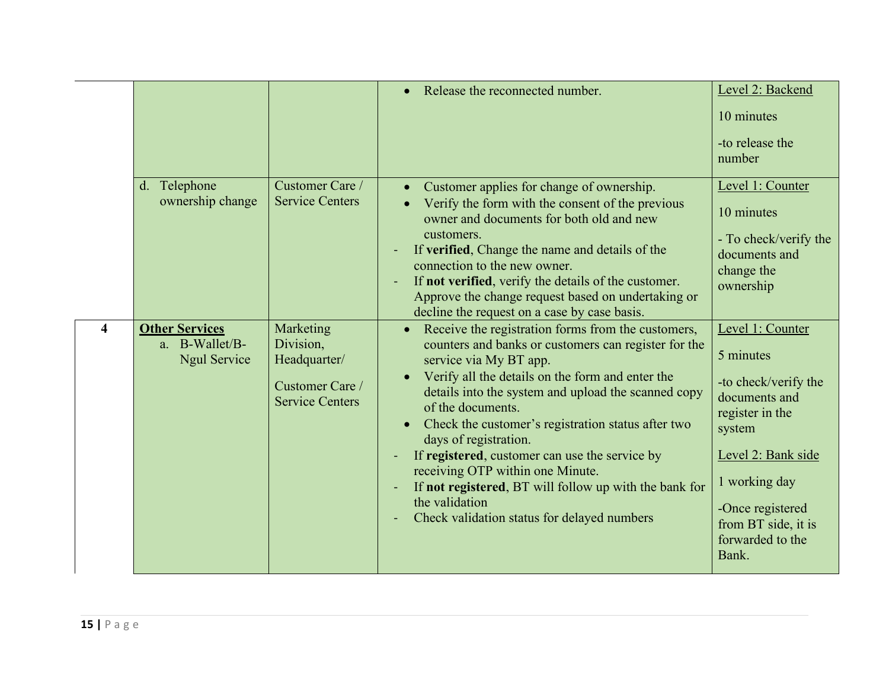| | | | | |
|---|---|---|---|---|
| | | | • Release the reconnected number. | Level 2: Backend<br><br>10 minutes<br><br>-to release the number |
| | d. Telephone ownership change | Customer Care / Service Centers | • Customer applies for change of ownership.<br>• Verify the form with the consent of the previous owner and documents for both old and new customers.<br>- If **verified**, Change the name and details of the connection to the new owner.<br>- If **not verified**, verify the details of the customer. Approve the change request based on undertaking or decline the request on a case by case basis. | Level 1: Counter<br><br>10 minutes<br><br>- To check/verify the documents and change the ownership |
| **4** | **Other Services**<br>a. B-Wallet/B-Ngul Service | Marketing Division, Headquarter/<br><br>Customer Care / Service Centers | • Receive the registration forms from the customers, counters and banks or customers can register for the service via My BT app.<br>• Verify all the details on the form and enter the details into the system and upload the scanned copy of the documents.<br>• Check the customer's registration status after two days of registration.<br>- If **registered**, customer can use the service by receiving OTP within one Minute.<br>- If **not registered**, BT will follow up with the bank for the validation<br>- Check validation status for delayed numbers | Level 1: Counter<br><br>5 minutes<br><br>-to check/verify the documents and register in the system<br><br>Level 2: Bank side<br><br>1 working day<br><br>-Once registered from BT side, it is forwarded to the Bank. |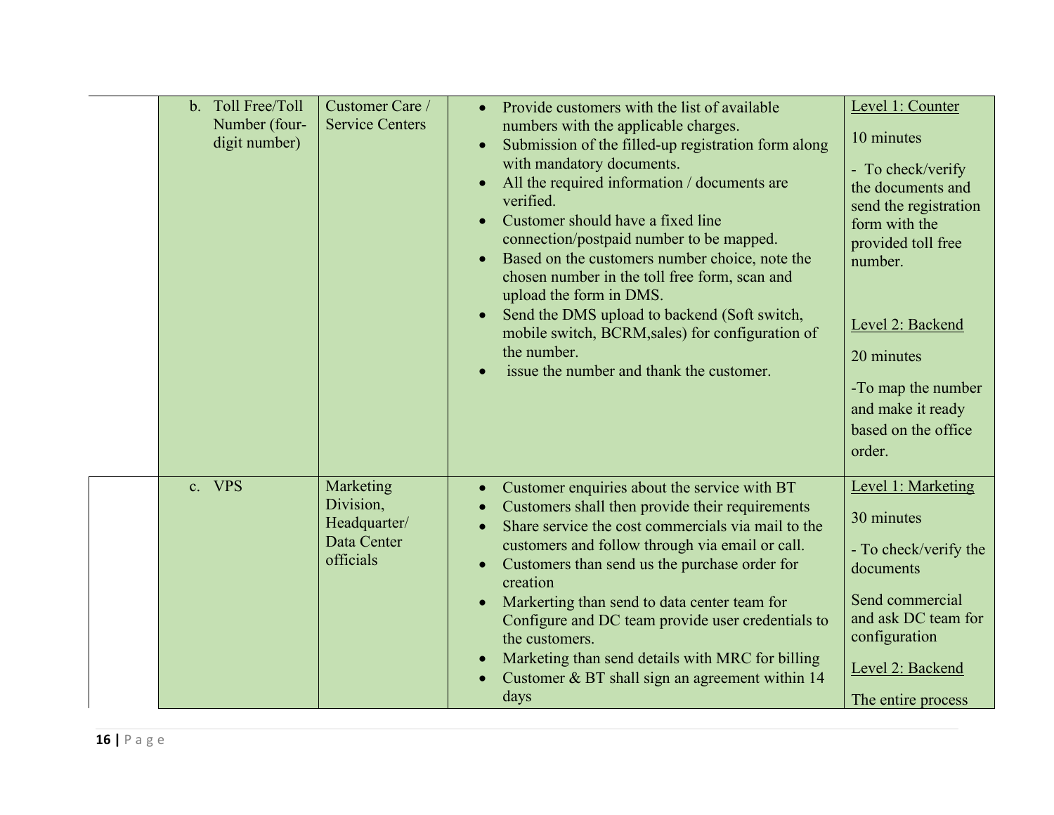| | | | | |
|---|---|---|---|---|
| | b. Toll Free/Toll Number (four-digit number) | Customer Care / Service Centers | • Provide customers with the list of available numbers with the applicable charges.<br>• Submission of the filled-up registration form along with mandatory documents.<br>• All the required information / documents are verified.<br>• Customer should have a fixed line connection/postpaid number to be mapped.<br>• Based on the customers number choice, note the chosen number in the toll free form, scan and upload the form in DMS.<br>• Send the DMS upload to backend (Soft switch, mobile switch, BCRM,sales) for configuration of the number.<br>• issue the number and thank the customer. | Level 1: Counter<br><br>10 minutes<br><br>- To check/verify the documents and send the registration form with the provided toll free number.<br><br>Level 2: Backend<br><br>20 minutes<br><br>-To map the number and make it ready based on the office order. |
| | c. VPS | Marketing Division, Headquarter/ Data Center officials | • Customer enquiries about the service with BT<br>• Customers shall then provide their requirements<br>• Share service the cost commercials via mail to the customers and follow through via email or call.<br>• Customers than send us the purchase order for creation<br>• Markerting than send to data center team for Configure and DC team provide user credentials to the customers.<br>• Marketing than send details with MRC for billing<br>• Customer & BT shall sign an agreement within 14 days | Level 1: Marketing<br><br>30 minutes<br><br>- To check/verify the documents<br><br>Send commercial and ask DC team for configuration<br><br>Level 2: Backend<br><br>The entire process |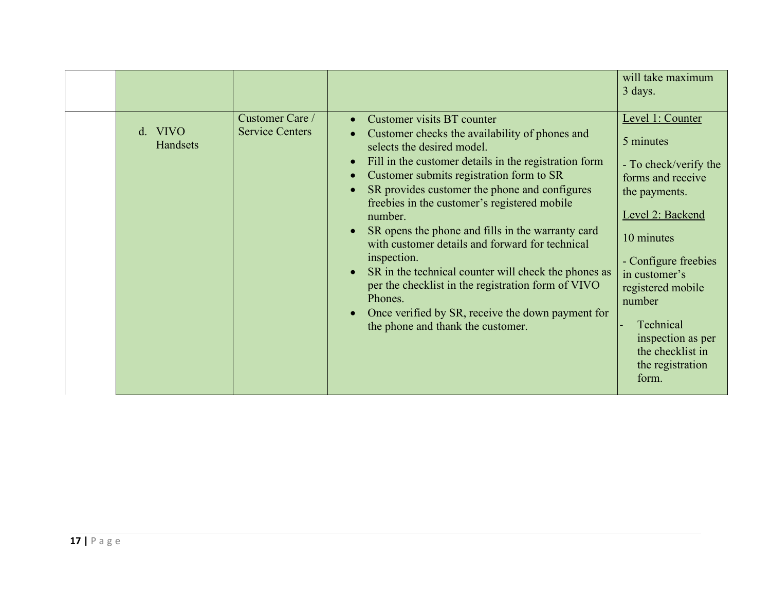| | | | | |
|---|---|---|---|---|
| | | | | will take maximum 3 days. |
| | d. VIVO Handsets | Customer Care / Service Centers | • Customer visits BT counter<br>• Customer checks the availability of phones and selects the desired model.<br>• Fill in the customer details in the registration form<br>• Customer submits registration form to SR<br>• SR provides customer the phone and configures freebies in the customer's registered mobile number.<br>• SR opens the phone and fills in the warranty card with customer details and forward for technical inspection.<br>• SR in the technical counter will check the phones as per the checklist in the registration form of VIVO Phones.<br>• Once verified by SR, receive the down payment for the phone and thank the customer. | <u>Level 1: Counter</u><br>5 minutes<br>- To check/verify the forms and receive the payments.<br><u>Level 2: Backend</u><br>10 minutes<br>- Configure freebies in customer's registered mobile number<br>- Technical inspection as per the checklist in the registration form. |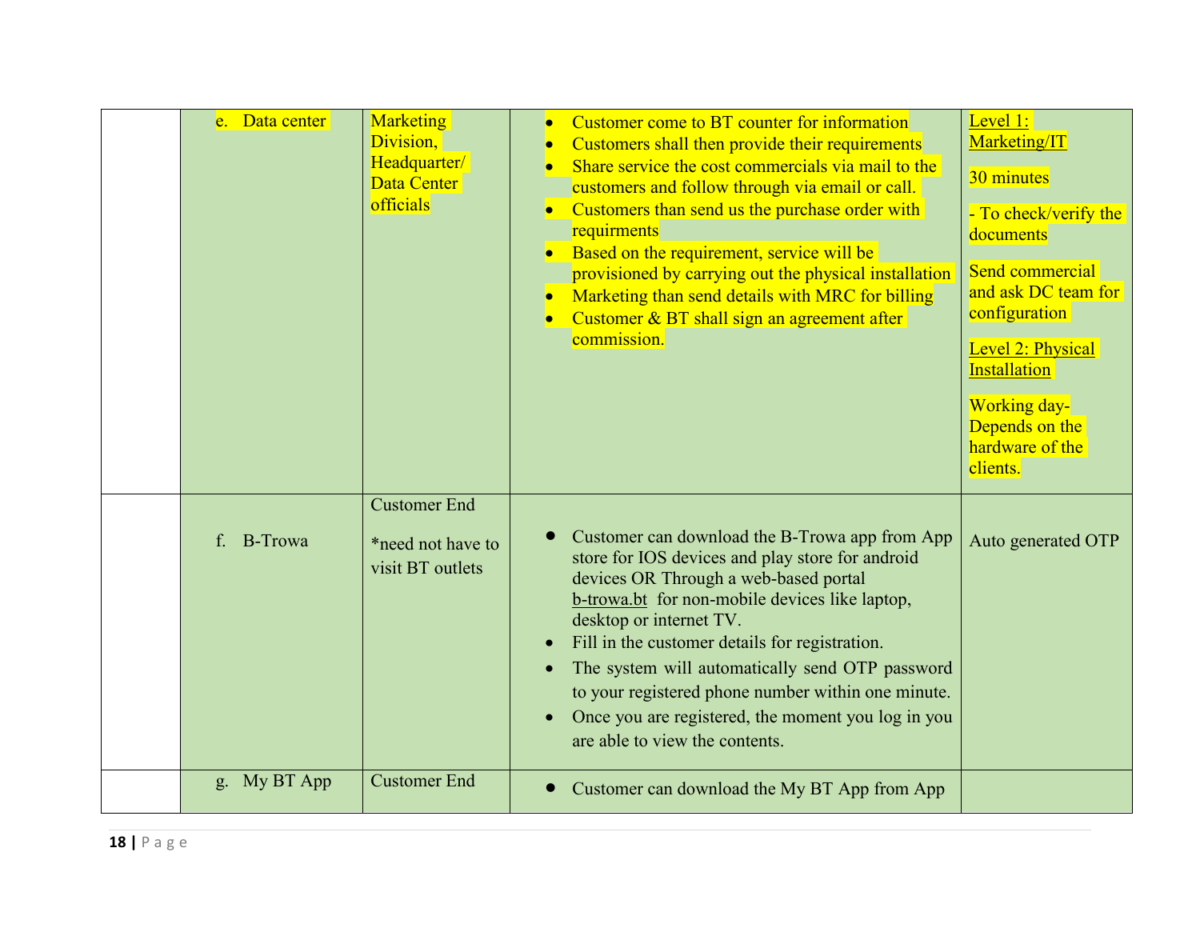| | | | | |
|---|---|---|---|---|
| | e. Data center | Marketing Division, Headquarter/ Data Center officials | • Customer come to BT counter for information<br>• Customers shall then provide their requirements<br>• Share service the cost commercials via mail to the customers and follow through via email or call.<br>• Customers than send us the purchase order with requirments<br>• Based on the requirement, service will be provisioned by carrying out the physical installation<br>• Marketing than send details with MRC for billing<br>• Customer & BT shall sign an agreement after commission. | Level 1: Marketing/IT<br><br>30 minutes<br><br>- To check/verify the documents<br><br>Send commercial and ask DC team for configuration<br><br>Level 2: Physical Installation<br><br>Working day- Depends on the hardware of the clients. |
| | f. B-Trowa | Customer End<br><br>*need not have to visit BT outlets | • Customer can download the B-Trowa app from App store for IOS devices and play store for android devices OR Through a web-based portal b-trowa.bt for non-mobile devices like laptop, desktop or internet TV.<br>• Fill in the customer details for registration.<br>• The system will automatically send OTP password to your registered phone number within one minute.<br>• Once you are registered, the moment you log in you are able to view the contents. | Auto generated OTP |
| | g. My BT App | Customer End | • Customer can download the My BT App from App | |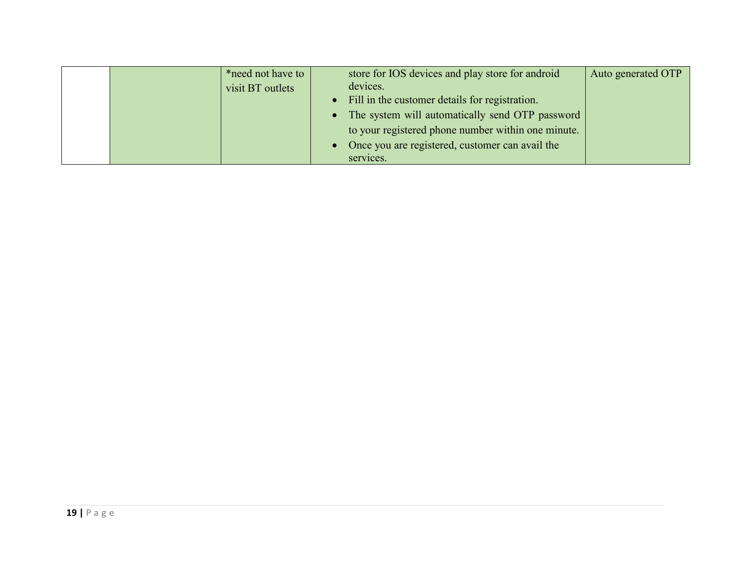|  |  | *need not have to visit BT outlets | store for IOS devices and play store for android devices.<br>• Fill in the customer details for registration.<br>• The system will automatically send OTP password to your registered phone number within one minute.<br>• Once you are registered, customer can avail the services. | Auto generated OTP |
|---|---|---|---|---|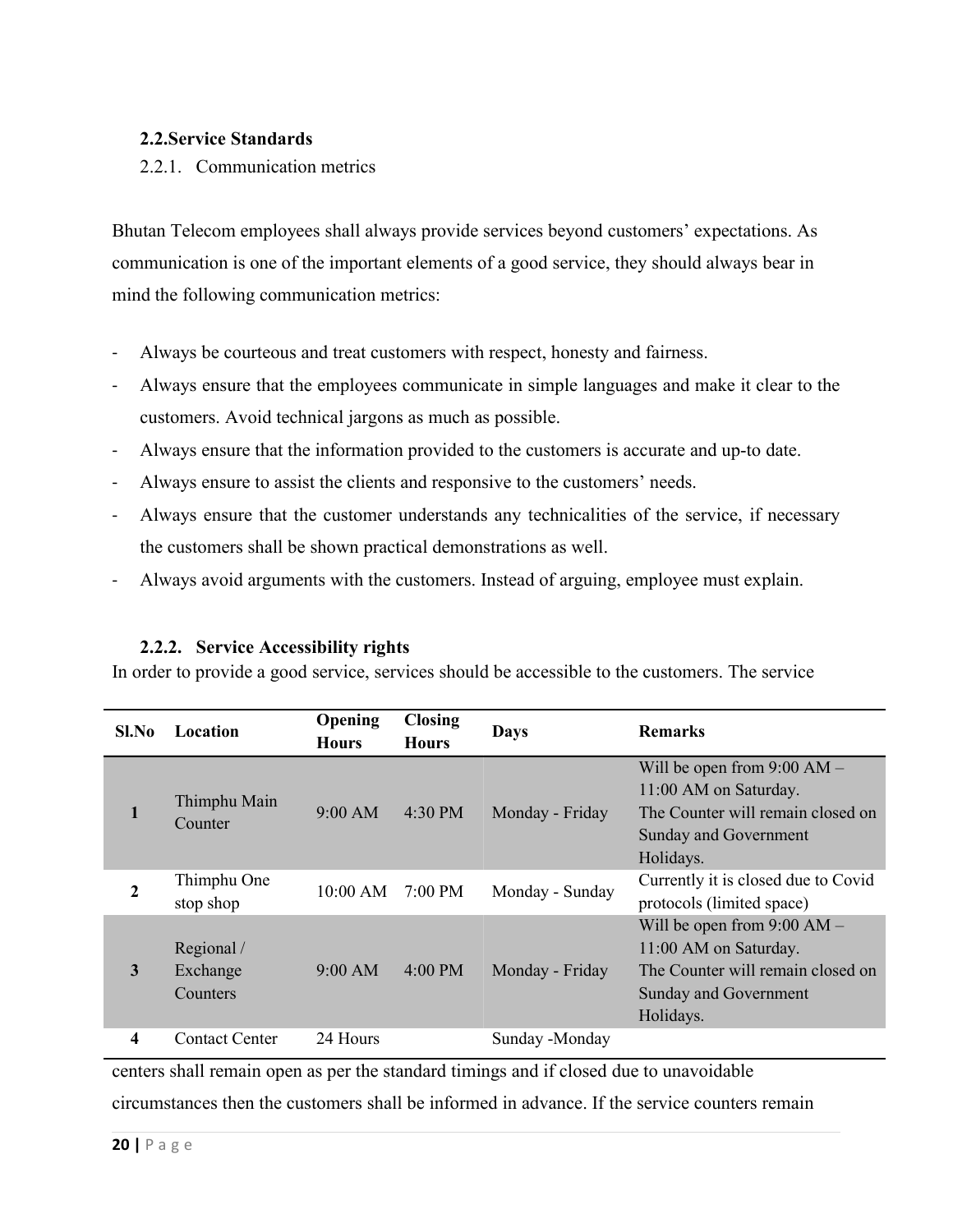## 2.2.Service Standards

### 2.2.1. Communication metrics

Bhutan Telecom employees shall always provide services beyond customers' expectations. As communication is one of the important elements of a good service, they should always bear in mind the following communication metrics:

- Always be courteous and treat customers with respect, honesty and fairness.
- Always ensure that the employees communicate in simple languages and make it clear to the customers. Avoid technical jargons as much as possible.
- Always ensure that the information provided to the customers is accurate and up-to date.
- Always ensure to assist the clients and responsive to the customers' needs.
- Always ensure that the customer understands any technicalities of the service, if necessary the customers shall be shown practical demonstrations as well.
- Always avoid arguments with the customers. Instead of arguing, employee must explain.

### 2.2.2. Service Accessibility rights

In order to provide a good service, services should be accessible to the customers. The service centers shall remain open as per the standard timings and if closed due to unavoidable circumstances then the customers shall be informed in advance. If the service counters remain

| Sl.No | Location | Opening Hours | Closing Hours | Days | Remarks |
|---|---|---|---|---|---|
| 1 | Thimphu Main Counter | 9:00 AM | 4:30 PM | Monday - Friday | Will be open from 9:00 AM – 11:00 AM on Saturday. The Counter will remain closed on Sunday and Government Holidays. |
| 2 | Thimphu One stop shop | 10:00 AM | 7:00 PM | Monday - Sunday | Currently it is closed due to Covid protocols (limited space) |
| 3 | Regional / Exchange Counters | 9:00 AM | 4:00 PM | Monday - Friday | Will be open from 9:00 AM – 11:00 AM on Saturday. The Counter will remain closed on Sunday and Government Holidays. |
| 4 | Contact Center | 24 Hours | | Sunday -Monday | |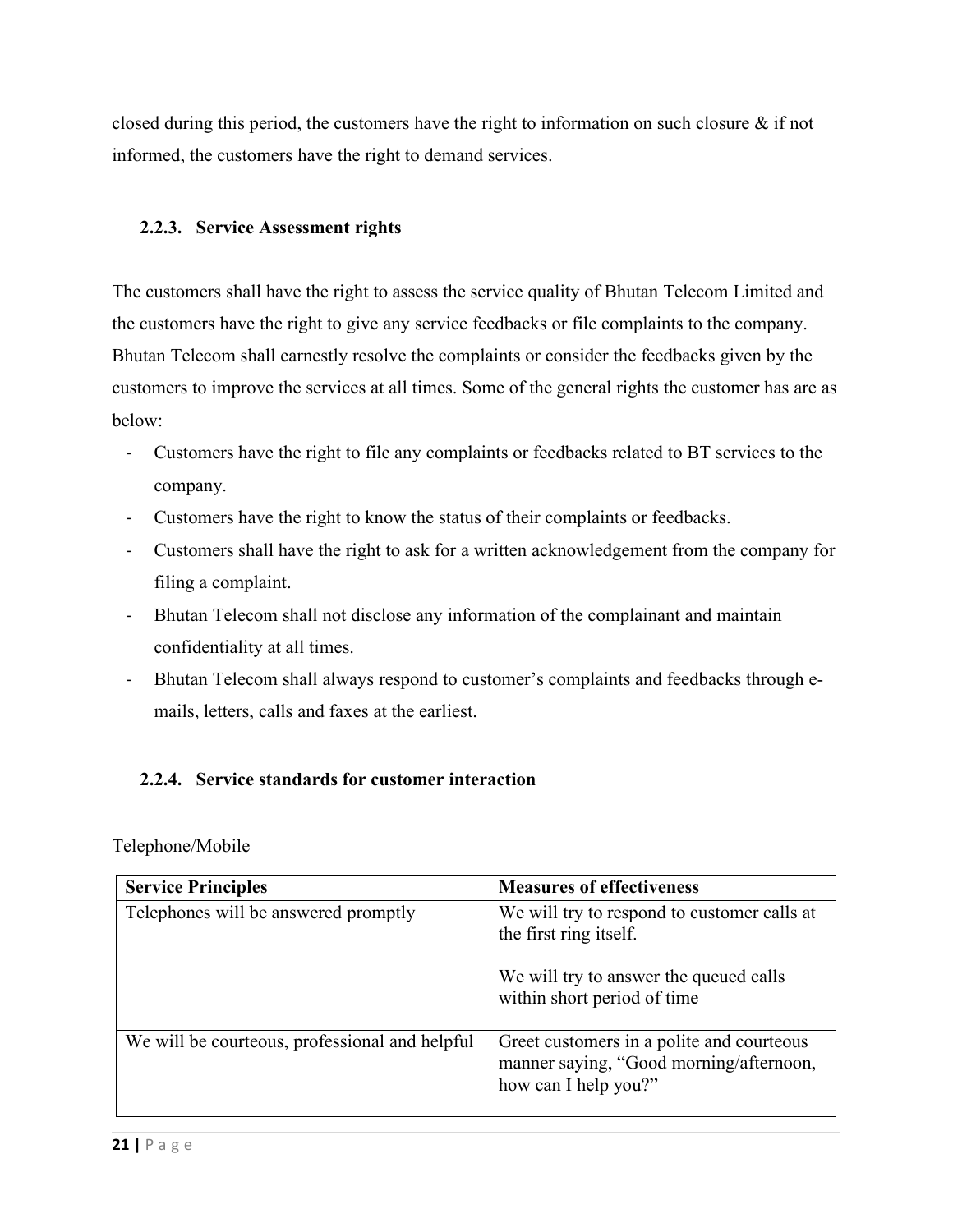closed during this period, the customers have the right to information on such closure & if not informed, the customers have the right to demand services.

### 2.2.3. Service Assessment rights

The customers shall have the right to assess the service quality of Bhutan Telecom Limited and the customers have the right to give any service feedbacks or file complaints to the company. Bhutan Telecom shall earnestly resolve the complaints or consider the feedbacks given by the customers to improve the services at all times. Some of the general rights the customer has are as below:

- Customers have the right to file any complaints or feedbacks related to BT services to the company.
- Customers have the right to know the status of their complaints or feedbacks.
- Customers shall have the right to ask for a written acknowledgement from the company for filing a complaint.
- Bhutan Telecom shall not disclose any information of the complainant and maintain confidentiality at all times.
- Bhutan Telecom shall always respond to customer's complaints and feedbacks through e-mails, letters, calls and faxes at the earliest.

### 2.2.4. Service standards for customer interaction

Telephone/Mobile

| **Service Principles** | **Measures of effectiveness** |
|---|---|
| Telephones will be answered promptly | We will try to respond to customer calls at the first ring itself.<br><br>We will try to answer the queued calls within short period of time |
| We will be courteous, professional and helpful | Greet customers in a polite and courteous manner saying, "Good morning/afternoon, how can I help you?" |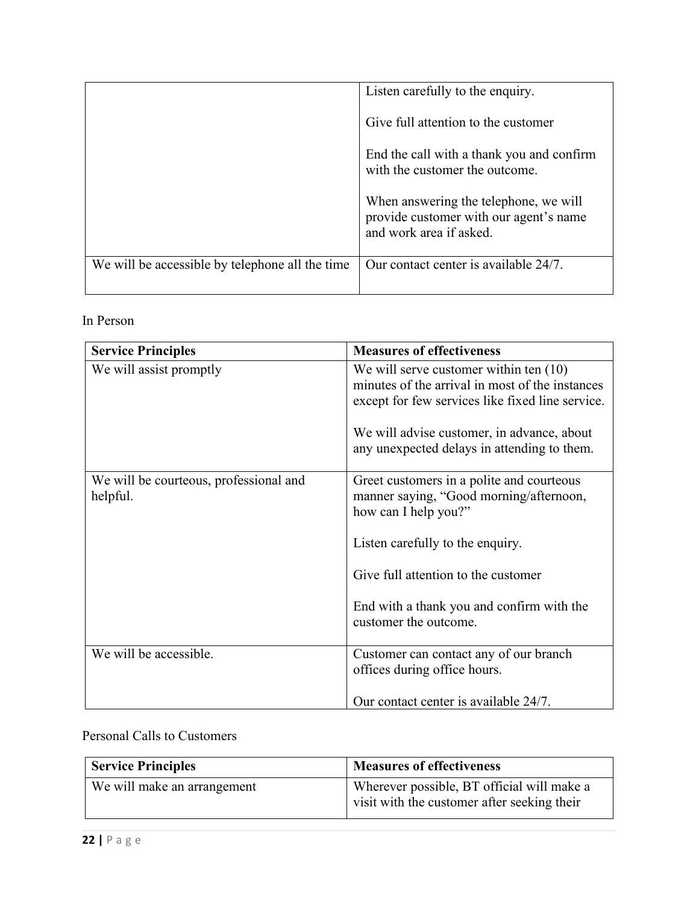| | |
|---|---|
| | Listen carefully to the enquiry.<br><br>Give full attention to the customer<br><br>End the call with a thank you and confirm with the customer the outcome.<br><br>When answering the telephone, we will provide customer with our agent's name and work area if asked. |
| We will be accessible by telephone all the time | Our contact center is available 24/7. |

In Person

| Service Principles | Measures of effectiveness |
|---|---|
| We will assist promptly | We will serve customer within ten (10) minutes of the arrival in most of the instances except for few services like fixed line service.<br><br>We will advise customer, in advance, about any unexpected delays in attending to them. |
| We will be courteous, professional and helpful. | Greet customers in a polite and courteous manner saying, "Good morning/afternoon, how can I help you?"<br><br>Listen carefully to the enquiry.<br><br>Give full attention to the customer<br><br>End with a thank you and confirm with the customer the outcome. |
| We will be accessible. | Customer can contact any of our branch offices during office hours.<br><br>Our contact center is available 24/7. |

Personal Calls to Customers

| Service Principles | Measures of effectiveness |
|---|---|
| We will make an arrangement | Wherever possible, BT official will make a visit with the customer after seeking their |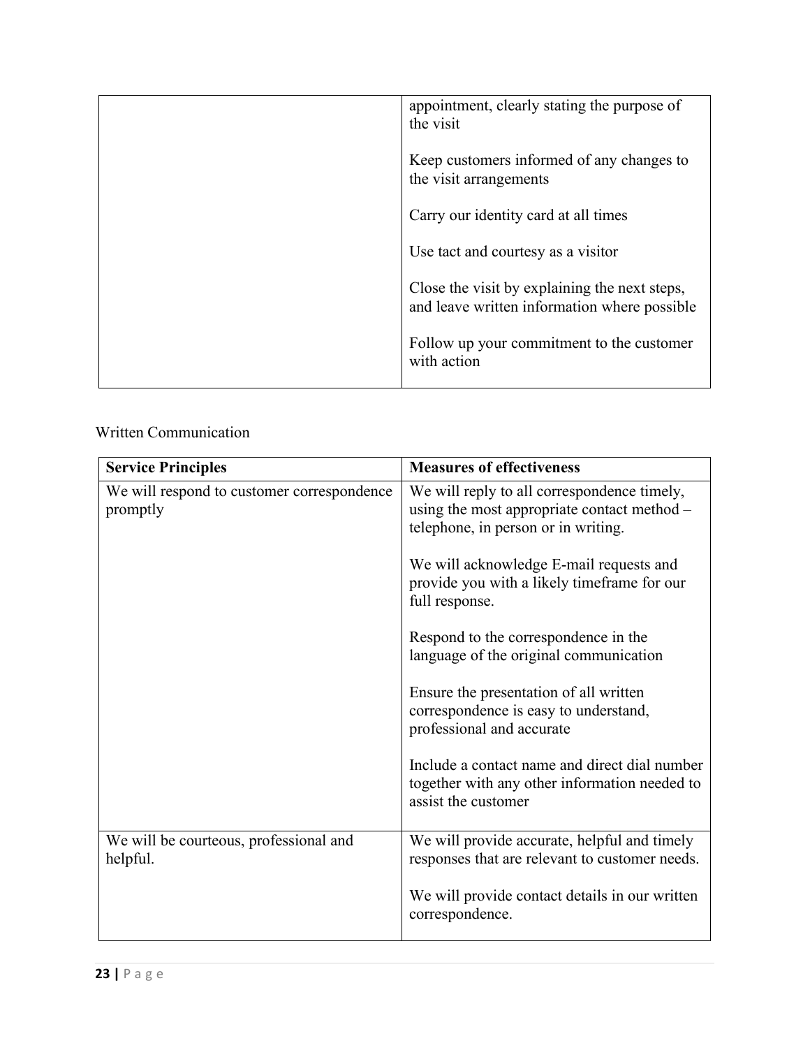| | |
|---|---|
| | appointment, clearly stating the purpose of the visit<br><br>Keep customers informed of any changes to the visit arrangements<br><br>Carry our identity card at all times<br><br>Use tact and courtesy as a visitor<br><br>Close the visit by explaining the next steps, and leave written information where possible<br><br>Follow up your commitment to the customer with action |

Written Communication

| **Service Principles** | **Measures of effectiveness** |
|---|---|
| We will respond to customer correspondence promptly | We will reply to all correspondence timely, using the most appropriate contact method – telephone, in person or in writing.<br><br>We will acknowledge E-mail requests and provide you with a likely timeframe for our full response.<br><br>Respond to the correspondence in the language of the original communication<br><br>Ensure the presentation of all written correspondence is easy to understand, professional and accurate<br><br>Include a contact name and direct dial number together with any other information needed to assist the customer |
| We will be courteous, professional and helpful. | We will provide accurate, helpful and timely responses that are relevant to customer needs.<br><br>We will provide contact details in our written correspondence. |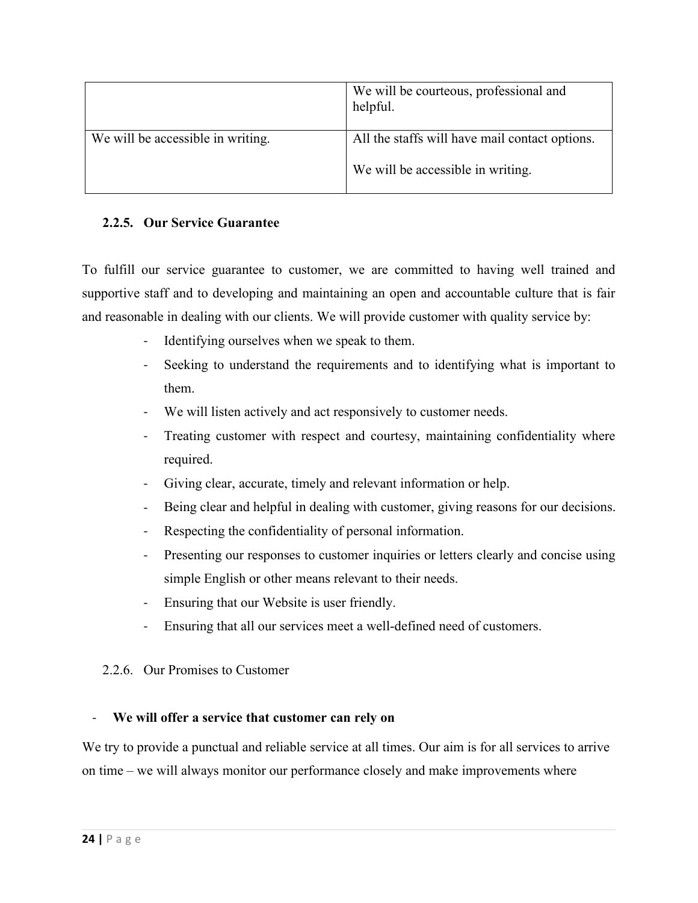| | |
|---|---|
| | We will be courteous, professional and helpful. |
| We will be accessible in writing. | All the staffs will have mail contact options.<br><br>We will be accessible in writing. |

### 2.2.5. Our Service Guarantee

To fulfill our service guarantee to customer, we are committed to having well trained and supportive staff and to developing and maintaining an open and accountable culture that is fair and reasonable in dealing with our clients. We will provide customer with quality service by:

- Identifying ourselves when we speak to them.
- Seeking to understand the requirements and to identifying what is important to them.
- We will listen actively and act responsively to customer needs.
- Treating customer with respect and courtesy, maintaining confidentiality where required.
- Giving clear, accurate, timely and relevant information or help.
- Being clear and helpful in dealing with customer, giving reasons for our decisions.
- Respecting the confidentiality of personal information.
- Presenting our responses to customer inquiries or letters clearly and concise using simple English or other means relevant to their needs.
- Ensuring that our Website is user friendly.
- Ensuring that all our services meet a well-defined need of customers.

### 2.2.6. Our Promises to Customer

- **We will offer a service that customer can rely on**

We try to provide a punctual and reliable service at all times. Our aim is for all services to arrive on time – we will always monitor our performance closely and make improvements where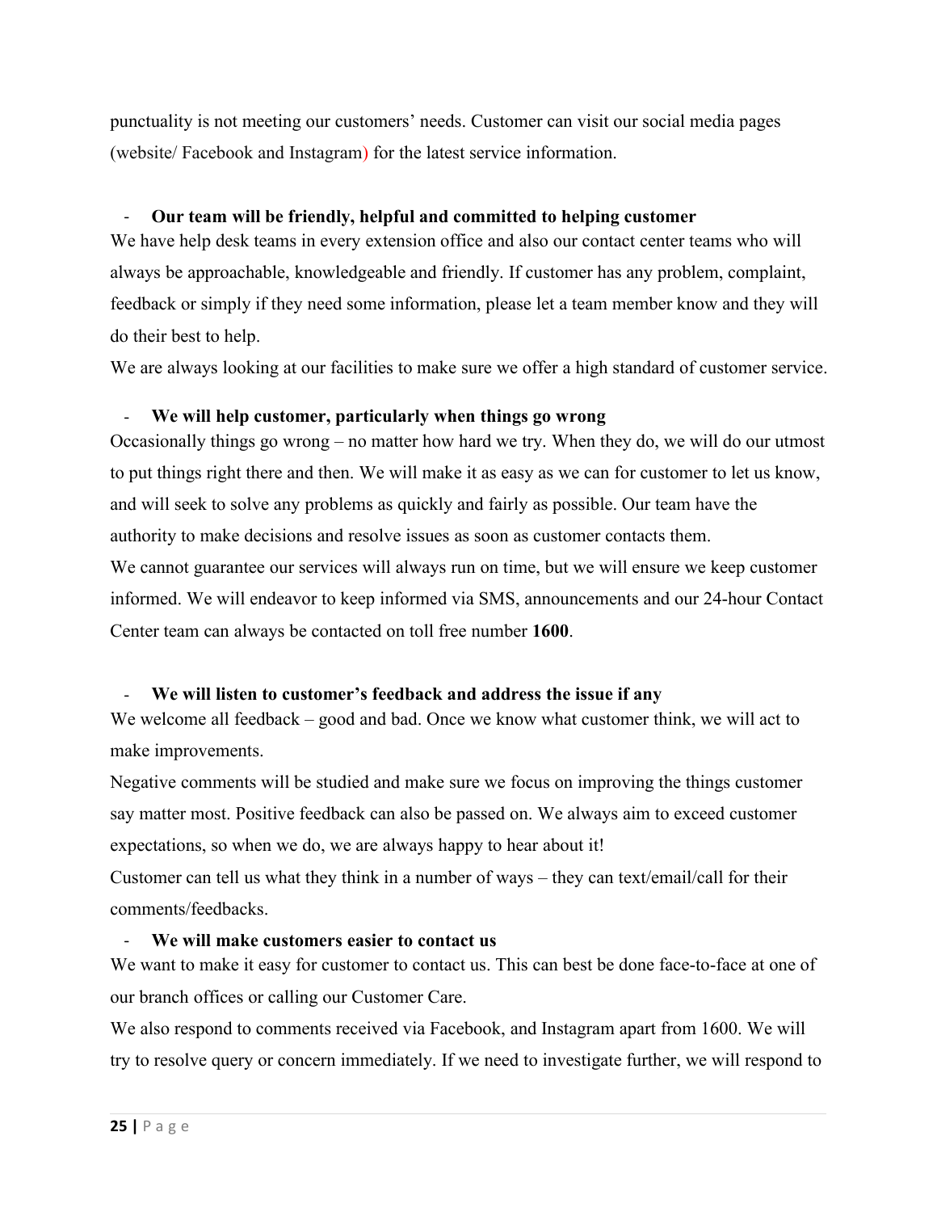punctuality is not meeting our customers' needs. Customer can visit our social media pages (website/ Facebook and Instagram) for the latest service information.

- **Our team will be friendly, helpful and committed to helping customer**

We have help desk teams in every extension office and also our contact center teams who will always be approachable, knowledgeable and friendly. If customer has any problem, complaint, feedback or simply if they need some information, please let a team member know and they will do their best to help.

We are always looking at our facilities to make sure we offer a high standard of customer service.

- **We will help customer, particularly when things go wrong**

Occasionally things go wrong – no matter how hard we try. When they do, we will do our utmost to put things right there and then. We will make it as easy as we can for customer to let us know, and will seek to solve any problems as quickly and fairly as possible. Our team have the authority to make decisions and resolve issues as soon as customer contacts them.

We cannot guarantee our services will always run on time, but we will ensure we keep customer informed. We will endeavor to keep informed via SMS, announcements and our 24-hour Contact Center team can always be contacted on toll free number **1600**.

- **We will listen to customer's feedback and address the issue if any**

We welcome all feedback – good and bad. Once we know what customer think, we will act to make improvements.

Negative comments will be studied and make sure we focus on improving the things customer say matter most. Positive feedback can also be passed on. We always aim to exceed customer expectations, so when we do, we are always happy to hear about it!

Customer can tell us what they think in a number of ways – they can text/email/call for their comments/feedbacks.

- **We will make customers easier to contact us**

We want to make it easy for customer to contact us. This can best be done face-to-face at one of our branch offices or calling our Customer Care.

We also respond to comments received via Facebook, and Instagram apart from 1600. We will try to resolve query or concern immediately. If we need to investigate further, we will respond to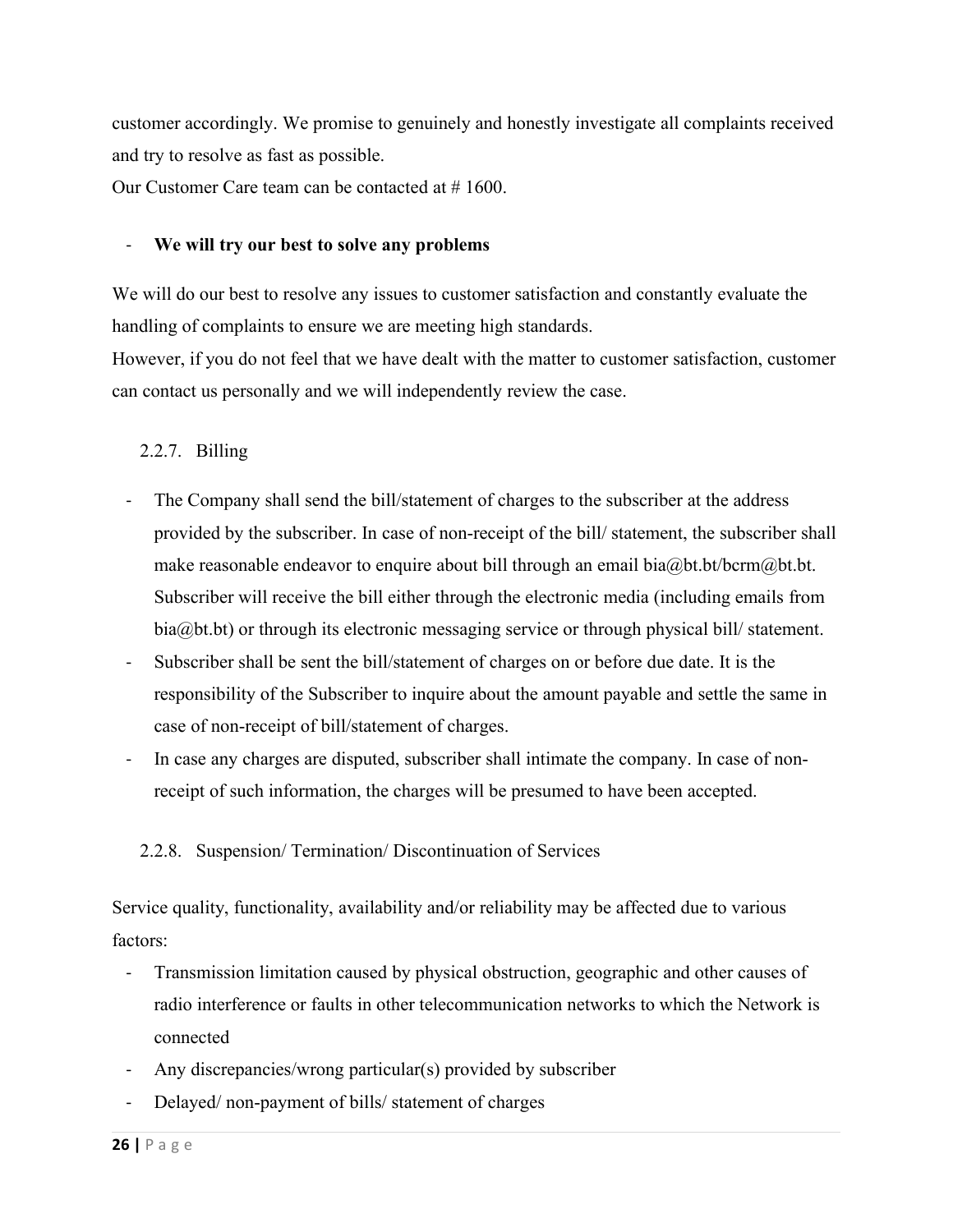customer accordingly. We promise to genuinely and honestly investigate all complaints received and try to resolve as fast as possible.
Our Customer Care team can be contacted at # 1600.

- **We will try our best to solve any problems**

We will do our best to resolve any issues to customer satisfaction and constantly evaluate the handling of complaints to ensure we are meeting high standards.
However, if you do not feel that we have dealt with the matter to customer satisfaction, customer can contact us personally and we will independently review the case.

#### 2.2.7. Billing

- The Company shall send the bill/statement of charges to the subscriber at the address provided by the subscriber. In case of non-receipt of the bill/ statement, the subscriber shall make reasonable endeavor to enquire about bill through an email bia@bt.bt/bcrm@bt.bt. Subscriber will receive the bill either through the electronic media (including emails from bia@bt.bt) or through its electronic messaging service or through physical bill/ statement.
- Subscriber shall be sent the bill/statement of charges on or before due date. It is the responsibility of the Subscriber to inquire about the amount payable and settle the same in case of non-receipt of bill/statement of charges.
- In case any charges are disputed, subscriber shall intimate the company. In case of non-receipt of such information, the charges will be presumed to have been accepted.

#### 2.2.8. Suspension/ Termination/ Discontinuation of Services

Service quality, functionality, availability and/or reliability may be affected due to various factors:

- Transmission limitation caused by physical obstruction, geographic and other causes of radio interference or faults in other telecommunication networks to which the Network is connected
- Any discrepancies/wrong particular(s) provided by subscriber
- Delayed/ non-payment of bills/ statement of charges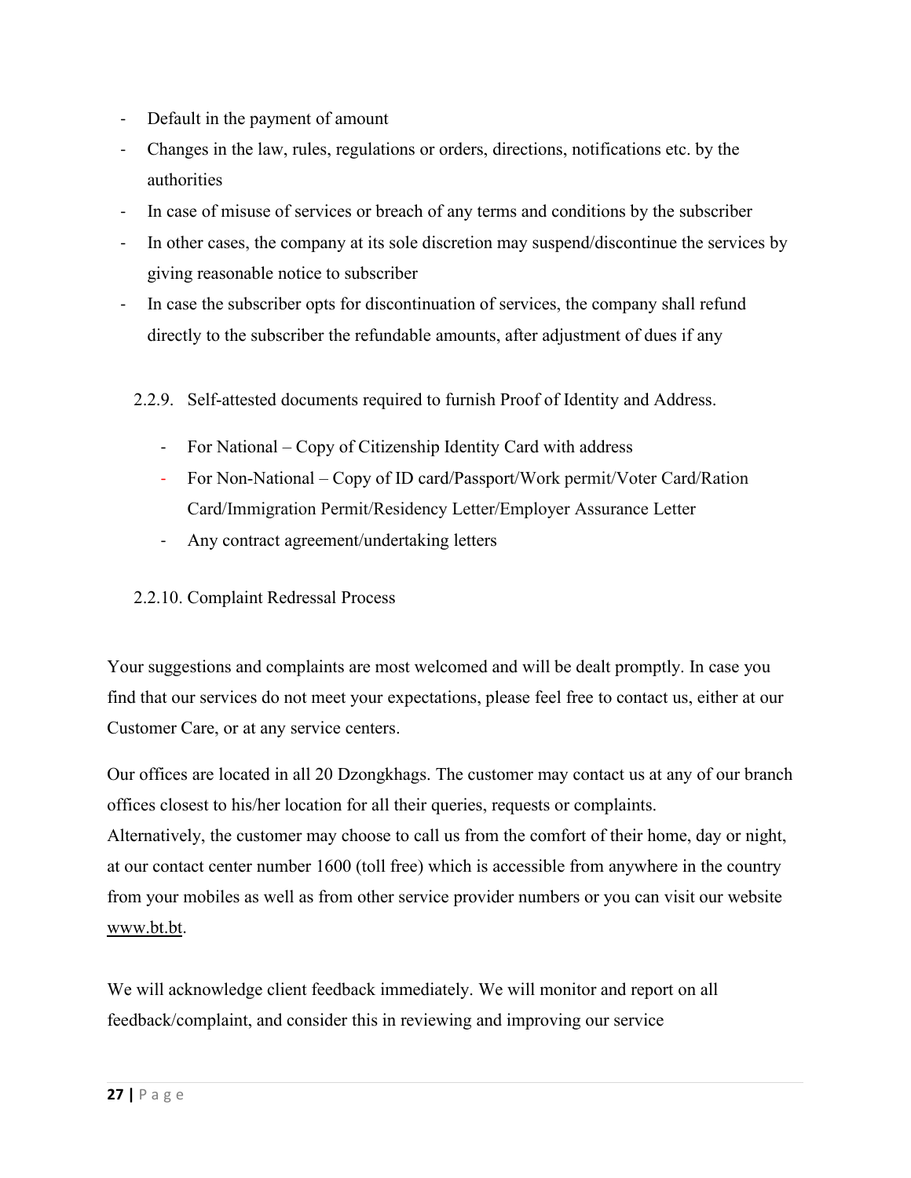- Default in the payment of amount
- Changes in the law, rules, regulations or orders, directions, notifications etc. by the authorities
- In case of misuse of services or breach of any terms and conditions by the subscriber
- In other cases, the company at its sole discretion may suspend/discontinue the services by giving reasonable notice to subscriber
- In case the subscriber opts for discontinuation of services, the company shall refund directly to the subscriber the refundable amounts, after adjustment of dues if any

2.2.9. Self-attested documents required to furnish Proof of Identity and Address.

- For National – Copy of Citizenship Identity Card with address
- For Non-National – Copy of ID card/Passport/Work permit/Voter Card/Ration Card/Immigration Permit/Residency Letter/Employer Assurance Letter
- Any contract agreement/undertaking letters

2.2.10. Complaint Redressal Process

Your suggestions and complaints are most welcomed and will be dealt promptly. In case you find that our services do not meet your expectations, please feel free to contact us, either at our Customer Care, or at any service centers.

Our offices are located in all 20 Dzongkhags. The customer may contact us at any of our branch offices closest to his/her location for all their queries, requests or complaints.
Alternatively, the customer may choose to call us from the comfort of their home, day or night, at our contact center number 1600 (toll free) which is accessible from anywhere in the country from your mobiles as well as from other service provider numbers or you can visit our website www.bt.bt.

We will acknowledge client feedback immediately. We will monitor and report on all feedback/complaint, and consider this in reviewing and improving our service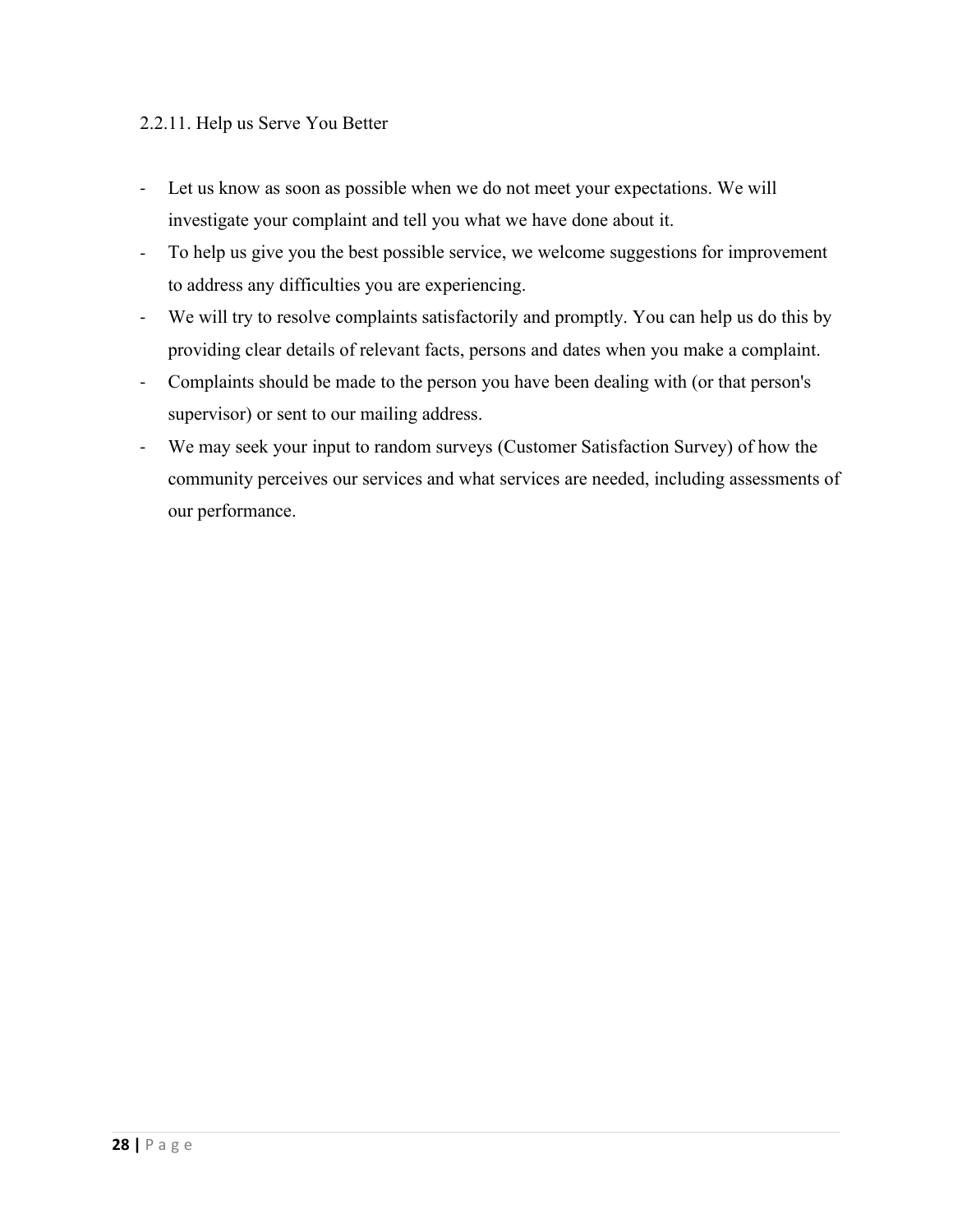### 2.2.11. Help us Serve You Better

- Let us know as soon as possible when we do not meet your expectations. We will investigate your complaint and tell you what we have done about it.
- To help us give you the best possible service, we welcome suggestions for improvement to address any difficulties you are experiencing.
- We will try to resolve complaints satisfactorily and promptly. You can help us do this by providing clear details of relevant facts, persons and dates when you make a complaint.
- Complaints should be made to the person you have been dealing with (or that person's supervisor) or sent to our mailing address.
- We may seek your input to random surveys (Customer Satisfaction Survey) of how the community perceives our services and what services are needed, including assessments of our performance.